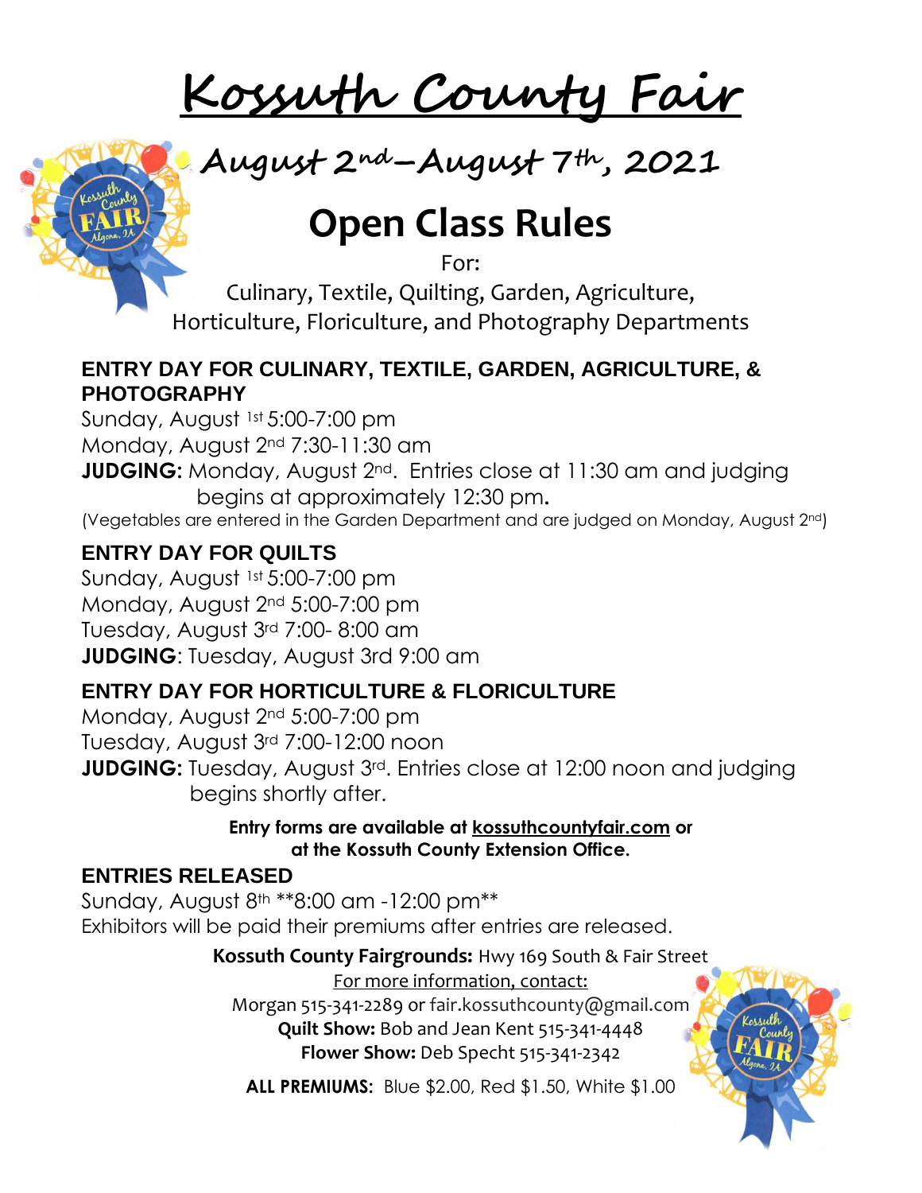# Kossuth County Fair

## August 2nd–August 7th, 2021

# Open Class Rules

For:

Culinary, Textile, Quilting, Garden, Agriculture, Horticulture, Floriculture, and Photography Departments

### ENTRY DAY FOR CULINARY, TEXTILE, GARDEN, AGRICULTURE, & PHOTOGRAPHY

Sunday, August 1st 5:00-7:00 pm
Monday, August 2nd 7:30-11:30 am
**JUDGING:** Monday, August 2nd. Entries close at 11:30 am and judging begins at approximately 12:30 pm.
(Vegetables are entered in the Garden Department and are judged on Monday, August 2nd)

### ENTRY DAY FOR QUILTS

Sunday, August 1st 5:00-7:00 pm
Monday, August 2nd 5:00-7:00 pm
Tuesday, August 3rd 7:00- 8:00 am
**JUDGING**: Tuesday, August 3rd 9:00 am

### ENTRY DAY FOR HORTICULTURE & FLORICULTURE

Monday, August 2nd 5:00-7:00 pm
Tuesday, August 3rd 7:00-12:00 noon
**JUDGING:** Tuesday, August 3rd. Entries close at 12:00 noon and judging begins shortly after.

**Entry forms are available at kossuthcountyfair.com or at the Kossuth County Extension Office.**

### ENTRIES RELEASED

Sunday, August 8th **8:00 am -12:00 pm**
Exhibitors will be paid their premiums after entries are released.

**Kossuth County Fairgrounds:** Hwy 169 South & Fair Street

For more information, contact:

Morgan 515-341-2289 or fair.kossuthcounty@gmail.com
**Quilt Show:** Bob and Jean Kent 515-341-4448
**Flower Show:** Deb Specht 515-341-2342

**ALL PREMIUMS:** Blue $2.00, Red $1.50, White $1.00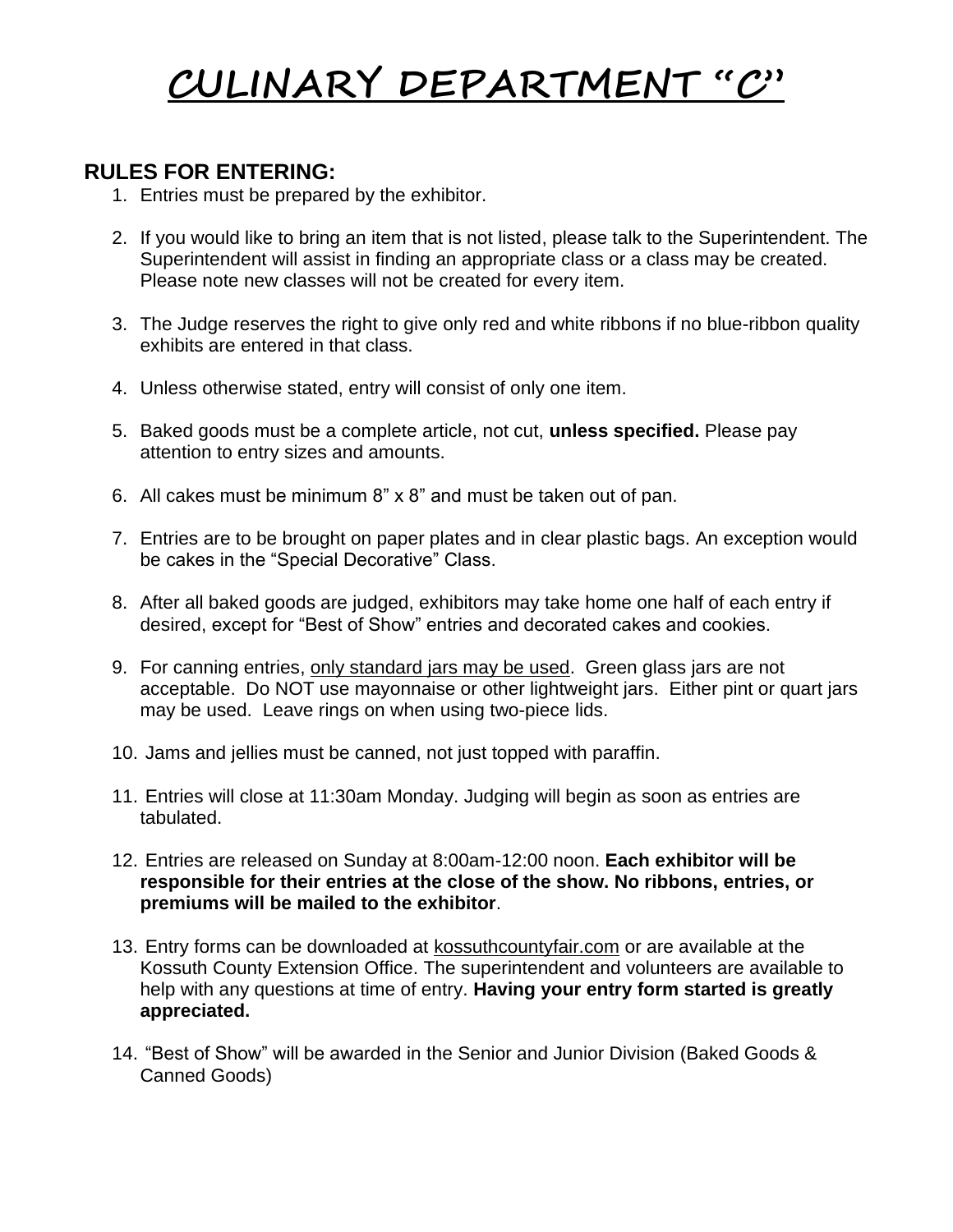# CULINARY DEPARTMENT "C"

## RULES FOR ENTERING:

1. Entries must be prepared by the exhibitor.

2. If you would like to bring an item that is not listed, please talk to the Superintendent. The Superintendent will assist in finding an appropriate class or a class may be created. Please note new classes will not be created for every item.

3. The Judge reserves the right to give only red and white ribbons if no blue-ribbon quality exhibits are entered in that class.

4. Unless otherwise stated, entry will consist of only one item.

5. Baked goods must be a complete article, not cut, **unless specified.** Please pay attention to entry sizes and amounts.

6. All cakes must be minimum 8" x 8" and must be taken out of pan.

7. Entries are to be brought on paper plates and in clear plastic bags. An exception would be cakes in the "Special Decorative" Class.

8. After all baked goods are judged, exhibitors may take home one half of each entry if desired, except for "Best of Show" entries and decorated cakes and cookies.

9. For canning entries, only standard jars may be used. Green glass jars are not acceptable. Do NOT use mayonnaise or other lightweight jars. Either pint or quart jars may be used. Leave rings on when using two-piece lids.

10. Jams and jellies must be canned, not just topped with paraffin.

11. Entries will close at 11:30am Monday. Judging will begin as soon as entries are tabulated.

12. Entries are released on Sunday at 8:00am-12:00 noon. **Each exhibitor will be responsible for their entries at the close of the show. No ribbons, entries, or premiums will be mailed to the exhibitor**.

13. Entry forms can be downloaded at kossuthcountyfair.com or are available at the Kossuth County Extension Office. The superintendent and volunteers are available to help with any questions at time of entry. **Having your entry form started is greatly appreciated.**

14. "Best of Show" will be awarded in the Senior and Junior Division (Baked Goods & Canned Goods)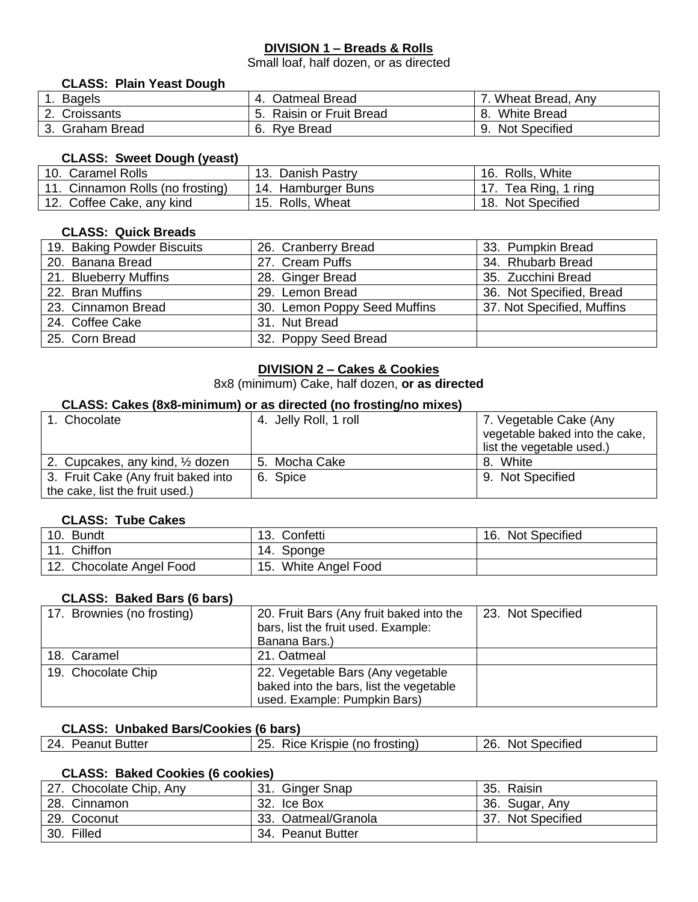## DIVISION 1 – Breads & Rolls

Small loaf, half dozen, or as directed

### CLASS: Plain Yeast Dough

| | | |
|---|---|---|
| 1. Bagels | 4. Oatmeal Bread | 7. Wheat Bread, Any |
| 2. Croissants | 5. Raisin or Fruit Bread | 8. White Bread |
| 3. Graham Bread | 6. Rye Bread | 9. Not Specified |

### CLASS: Sweet Dough (yeast)

| | | |
|---|---|---|
| 10. Caramel Rolls | 13. Danish Pastry | 16. Rolls, White |
| 11. Cinnamon Rolls (no frosting) | 14. Hamburger Buns | 17. Tea Ring, 1 ring |
| 12. Coffee Cake, any kind | 15. Rolls, Wheat | 18. Not Specified |

### CLASS: Quick Breads

| | | |
|---|---|---|
| 19. Baking Powder Biscuits | 26. Cranberry Bread | 33. Pumpkin Bread |
| 20. Banana Bread | 27. Cream Puffs | 34. Rhubarb Bread |
| 21. Blueberry Muffins | 28. Ginger Bread | 35. Zucchini Bread |
| 22. Bran Muffins | 29. Lemon Bread | 36. Not Specified, Bread |
| 23. Cinnamon Bread | 30. Lemon Poppy Seed Muffins | 37. Not Specified, Muffins |
| 24. Coffee Cake | 31. Nut Bread | |
| 25. Corn Bread | 32. Poppy Seed Bread | |

## DIVISION 2 – Cakes & Cookies

8x8 (minimum) Cake, half dozen, **or as directed**

### CLASS: Cakes (8x8-minimum) or as directed (no frosting/no mixes)

| | | |
|---|---|---|
| 1. Chocolate | 4. Jelly Roll, 1 roll | 7. Vegetable Cake (Any vegetable baked into the cake, list the vegetable used.) |
| 2. Cupcakes, any kind, ½ dozen | 5. Mocha Cake | 8. White |
| 3. Fruit Cake (Any fruit baked into the cake, list the fruit used.) | 6. Spice | 9. Not Specified |

### CLASS: Tube Cakes

| | | |
|---|---|---|
| 10. Bundt | 13. Confetti | 16. Not Specified |
| 11. Chiffon | 14. Sponge | |
| 12. Chocolate Angel Food | 15. White Angel Food | |

### CLASS: Baked Bars (6 bars)

| | | |
|---|---|---|
| 17. Brownies (no frosting) | 20. Fruit Bars (Any fruit baked into the bars, list the fruit used. Example: Banana Bars.) | 23. Not Specified |
| 18. Caramel | 21. Oatmeal | |
| 19. Chocolate Chip | 22. Vegetable Bars (Any vegetable baked into the bars, list the vegetable used. Example: Pumpkin Bars) | |

### CLASS: Unbaked Bars/Cookies (6 bars)

| | | |
|---|---|---|
| 24. Peanut Butter | 25. Rice Krispie (no frosting) | 26. Not Specified |

### CLASS: Baked Cookies (6 cookies)

| | | |
|---|---|---|
| 27. Chocolate Chip, Any | 31. Ginger Snap | 35. Raisin |
| 28. Cinnamon | 32. Ice Box | 36. Sugar, Any |
| 29. Coconut | 33. Oatmeal/Granola | 37. Not Specified |
| 30. Filled | 34. Peanut Butter | |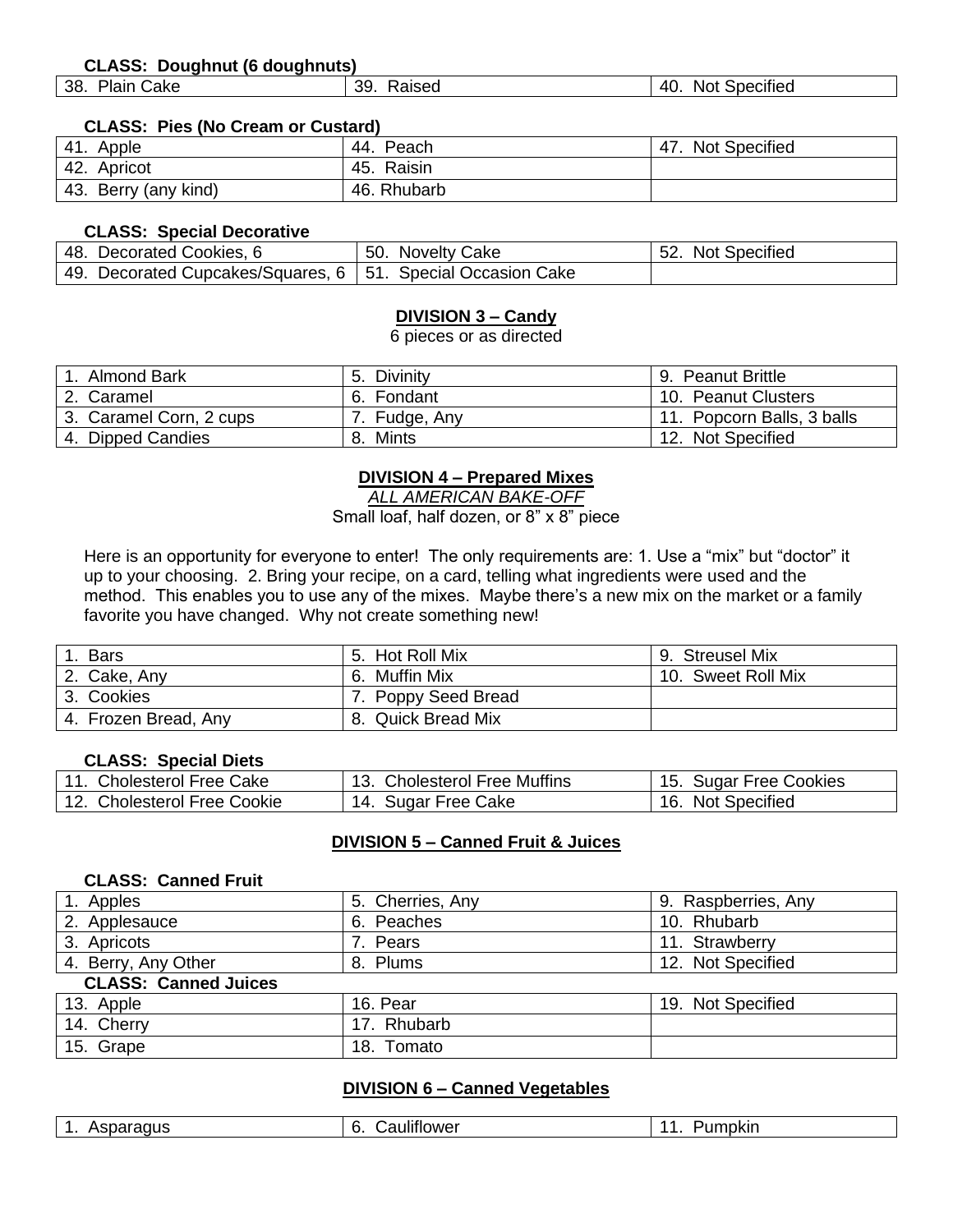**CLASS: Doughnut (6 doughnuts)**

| | | |
|---|---|---|
| 38. Plain Cake | 39. Raised | 40. Not Specified |

**CLASS: Pies (No Cream or Custard)**

| | | |
|---|---|---|
| 41. Apple | 44. Peach | 47. Not Specified |
| 42. Apricot | 45. Raisin | |
| 43. Berry (any kind) | 46. Rhubarb | |

**CLASS: Special Decorative**

| | | |
|---|---|---|
| 48. Decorated Cookies, 6 | 50. Novelty Cake | 52. Not Specified |
| 49. Decorated Cupcakes/Squares, 6 | 51. Special Occasion Cake | |

## DIVISION 3 – Candy

6 pieces or as directed

| | | |
|---|---|---|
| 1. Almond Bark | 5. Divinity | 9. Peanut Brittle |
| 2. Caramel | 6. Fondant | 10. Peanut Clusters |
| 3. Caramel Corn, 2 cups | 7. Fudge, Any | 11. Popcorn Balls, 3 balls |
| 4. Dipped Candies | 8. Mints | 12. Not Specified |

## DIVISION 4 – Prepared Mixes

*ALL AMERICAN BAKE-OFF*

Small loaf, half dozen, or 8" x 8" piece

Here is an opportunity for everyone to enter! The only requirements are: 1. Use a "mix" but "doctor" it up to your choosing. 2. Bring your recipe, on a card, telling what ingredients were used and the method. This enables you to use any of the mixes. Maybe there's a new mix on the market or a family favorite you have changed. Why not create something new!

| | | |
|---|---|---|
| 1. Bars | 5. Hot Roll Mix | 9. Streusel Mix |
| 2. Cake, Any | 6. Muffin Mix | 10. Sweet Roll Mix |
| 3. Cookies | 7. Poppy Seed Bread | |
| 4. Frozen Bread, Any | 8. Quick Bread Mix | |

**CLASS: Special Diets**

| | | |
|---|---|---|
| 11. Cholesterol Free Cake | 13. Cholesterol Free Muffins | 15. Sugar Free Cookies |
| 12. Cholesterol Free Cookie | 14. Sugar Free Cake | 16. Not Specified |

## DIVISION 5 – Canned Fruit & Juices

**CLASS: Canned Fruit**

| | | |
|---|---|---|
| 1. Apples | 5. Cherries, Any | 9. Raspberries, Any |
| 2. Applesauce | 6. Peaches | 10. Rhubarb |
| 3. Apricots | 7. Pears | 11. Strawberry |
| 4. Berry, Any Other | 8. Plums | 12. Not Specified |

**CLASS: Canned Juices**

| | | |
|---|---|---|
| 13. Apple | 16. Pear | 19. Not Specified |
| 14. Cherry | 17. Rhubarb | |
| 15. Grape | 18. Tomato | |

## DIVISION 6 – Canned Vegetables

| | | |
|---|---|---|
| 1. Asparagus | 6. Cauliflower | 11. Pumpkin |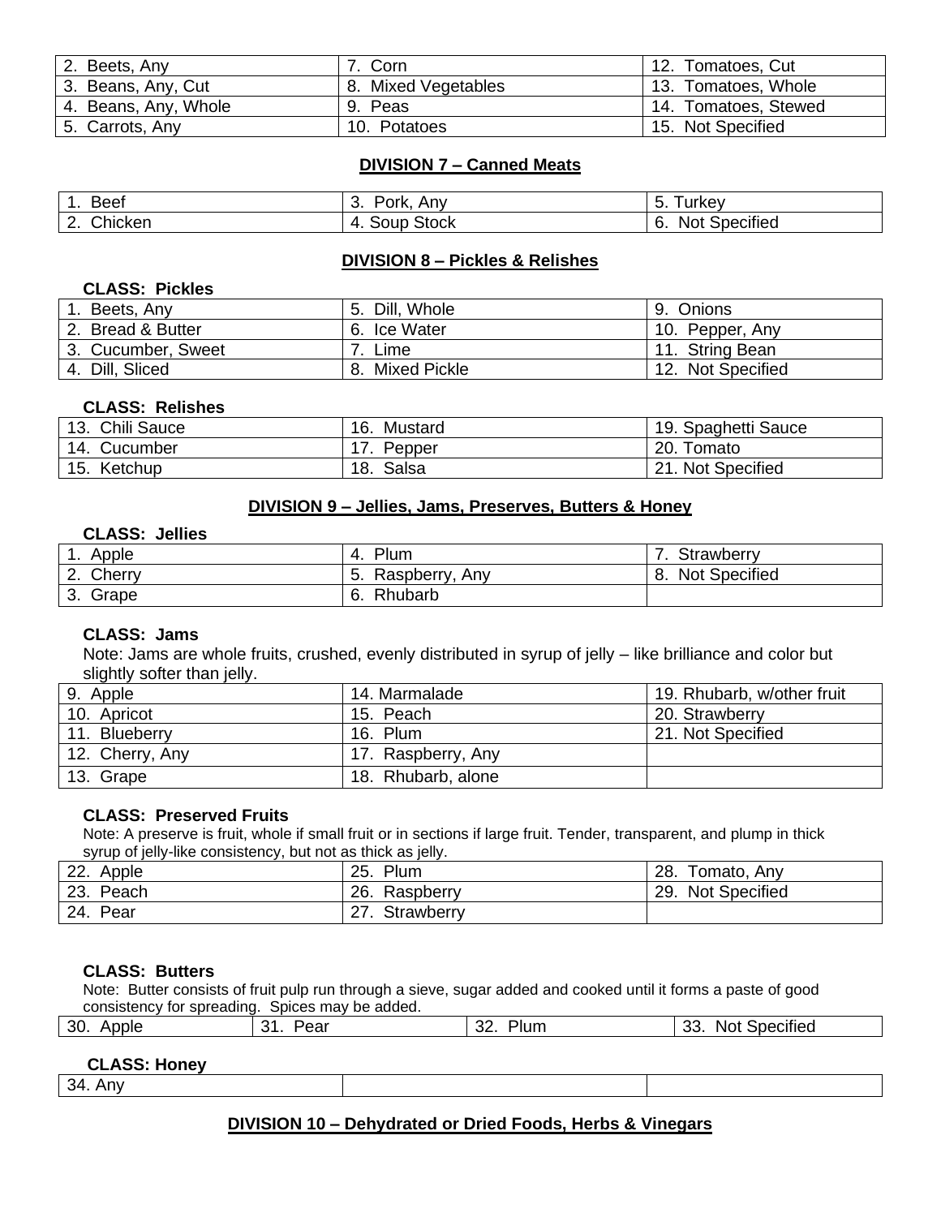| 2. Beets, Any | 7. Corn | 12. Tomatoes, Cut |
|---|---|---|
| 3. Beans, Any, Cut | 8. Mixed Vegetables | 13. Tomatoes, Whole |
| 4. Beans, Any, Whole | 9. Peas | 14. Tomatoes, Stewed |
| 5. Carrots, Any | 10. Potatoes | 15. Not Specified |

## DIVISION 7 – Canned Meats

| 1. Beef | 3. Pork, Any | 5. Turkey |
|---|---|---|
| 2. Chicken | 4. Soup Stock | 6. Not Specified |

## DIVISION 8 – Pickles & Relishes

**CLASS: Pickles**

| 1. Beets, Any | 5. Dill, Whole | 9. Onions |
|---|---|---|
| 2. Bread & Butter | 6. Ice Water | 10. Pepper, Any |
| 3. Cucumber, Sweet | 7. Lime | 11. String Bean |
| 4. Dill, Sliced | 8. Mixed Pickle | 12. Not Specified |

**CLASS: Relishes**

| 13. Chili Sauce | 16. Mustard | 19. Spaghetti Sauce |
|---|---|---|
| 14. Cucumber | 17. Pepper | 20. Tomato |
| 15. Ketchup | 18. Salsa | 21. Not Specified |

## DIVISION 9 – Jellies, Jams, Preserves, Butters & Honey

**CLASS: Jellies**

| 1. Apple | 4. Plum | 7. Strawberry |
|---|---|---|
| 2. Cherry | 5. Raspberry, Any | 8. Not Specified |
| 3. Grape | 6. Rhubarb | |

**CLASS: Jams**

Note: Jams are whole fruits, crushed, evenly distributed in syrup of jelly – like brilliance and color but slightly softer than jelly.

| 9. Apple | 14. Marmalade | 19. Rhubarb, w/other fruit |
|---|---|---|
| 10. Apricot | 15. Peach | 20. Strawberry |
| 11. Blueberry | 16. Plum | 21. Not Specified |
| 12. Cherry, Any | 17. Raspberry, Any | |
| 13. Grape | 18. Rhubarb, alone | |

**CLASS: Preserved Fruits**

Note: A preserve is fruit, whole if small fruit or in sections if large fruit. Tender, transparent, and plump in thick syrup of jelly-like consistency, but not as thick as jelly.

| 22. Apple | 25. Plum | 28. Tomato, Any |
|---|---|---|
| 23. Peach | 26. Raspberry | 29. Not Specified |
| 24. Pear | 27. Strawberry | |

**CLASS: Butters**

Note: Butter consists of fruit pulp run through a sieve, sugar added and cooked until it forms a paste of good consistency for spreading. Spices may be added.

| 30. Apple | 31. Pear | 32. Plum | 33. Not Specified |
|---|---|---|---|

**CLASS: Honey**

| 34. Any | | |
|---|---|---|

## DIVISION 10 – Dehydrated or Dried Foods, Herbs & Vinegars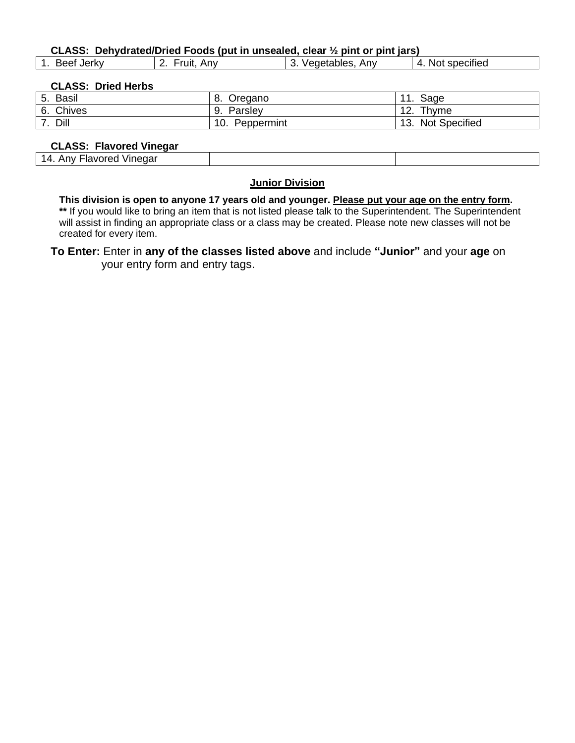**CLASS: Dehydrated/Dried Foods (put in unsealed, clear ½ pint or pint jars)**

| | | | |
|---|---|---|---|
| 1. Beef Jerky | 2. Fruit, Any | 3. Vegetables, Any | 4. Not specified |

**CLASS: Dried Herbs**

| | | |
|---|---|---|
| 5. Basil | 8. Oregano | 11. Sage |
| 6. Chives | 9. Parsley | 12. Thyme |
| 7. Dill | 10. Peppermint | 13. Not Specified |

**CLASS: Flavored Vinegar**

| | | |
|---|---|---|
| 14. Any Flavored Vinegar | | |

## Junior Division

**This division is open to anyone 17 years old and younger. Please put your age on the entry form.**
**\*\*** If you would like to bring an item that is not listed please talk to the Superintendent. The Superintendent will assist in finding an appropriate class or a class may be created. Please note new classes will not be created for every item.

**To Enter:** Enter in **any of the classes listed above** and include **"Junior"** and your **age** on your entry form and entry tags.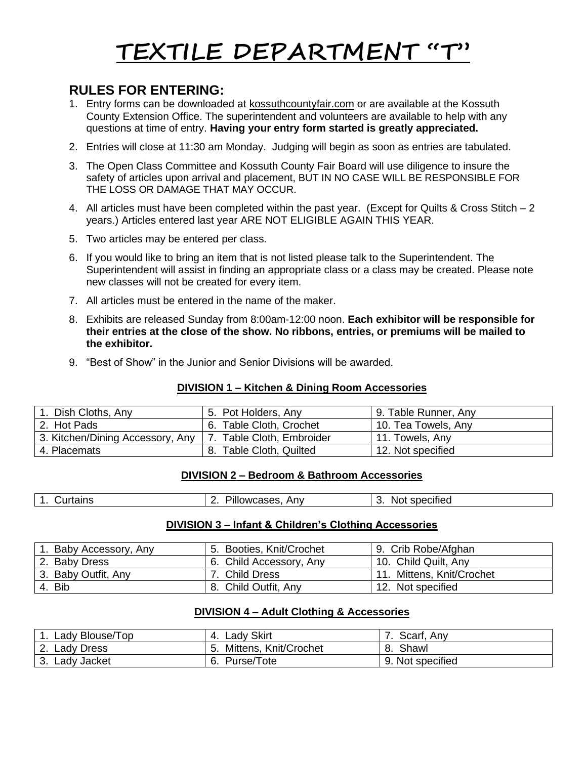# TEXTILE DEPARTMENT "T"

## RULES FOR ENTERING:

1. Entry forms can be downloaded at kossuthcountyfair.com or are available at the Kossuth County Extension Office. The superintendent and volunteers are available to help with any questions at time of entry. **Having your entry form started is greatly appreciated.**
2. Entries will close at 11:30 am Monday. Judging will begin as soon as entries are tabulated.
3. The Open Class Committee and Kossuth County Fair Board will use diligence to insure the safety of articles upon arrival and placement, BUT IN NO CASE WILL BE RESPONSIBLE FOR THE LOSS OR DAMAGE THAT MAY OCCUR.
4. All articles must have been completed within the past year. (Except for Quilts & Cross Stitch – 2 years.) Articles entered last year ARE NOT ELIGIBLE AGAIN THIS YEAR.
5. Two articles may be entered per class.
6. If you would like to bring an item that is not listed please talk to the Superintendent. The Superintendent will assist in finding an appropriate class or a class may be created. Please note new classes will not be created for every item.
7. All articles must be entered in the name of the maker.
8. Exhibits are released Sunday from 8:00am-12:00 noon. **Each exhibitor will be responsible for their entries at the close of the show. No ribbons, entries, or premiums will be mailed to the exhibitor.**
9. "Best of Show" in the Junior and Senior Divisions will be awarded.

### DIVISION 1 – Kitchen & Dining Room Accessories

| | | |
|---|---|---|
| 1. Dish Cloths, Any | 5. Pot Holders, Any | 9. Table Runner, Any |
| 2. Hot Pads | 6. Table Cloth, Crochet | 10. Tea Towels, Any |
| 3. Kitchen/Dining Accessory, Any | 7. Table Cloth, Embroider | 11. Towels, Any |
| 4. Placemats | 8. Table Cloth, Quilted | 12. Not specified |

### DIVISION 2 – Bedroom & Bathroom Accessories

| | | |
|---|---|---|
| 1. Curtains | 2. Pillowcases, Any | 3. Not specified |

### DIVISION 3 – Infant & Children's Clothing Accessories

| | | |
|---|---|---|
| 1. Baby Accessory, Any | 5. Booties, Knit/Crochet | 9. Crib Robe/Afghan |
| 2. Baby Dress | 6. Child Accessory, Any | 10. Child Quilt, Any |
| 3. Baby Outfit, Any | 7. Child Dress | 11. Mittens, Knit/Crochet |
| 4. Bib | 8. Child Outfit, Any | 12. Not specified |

### DIVISION 4 – Adult Clothing & Accessories

| | | |
|---|---|---|
| 1. Lady Blouse/Top | 4. Lady Skirt | 7. Scarf, Any |
| 2. Lady Dress | 5. Mittens, Knit/Crochet | 8. Shawl |
| 3. Lady Jacket | 6. Purse/Tote | 9. Not specified |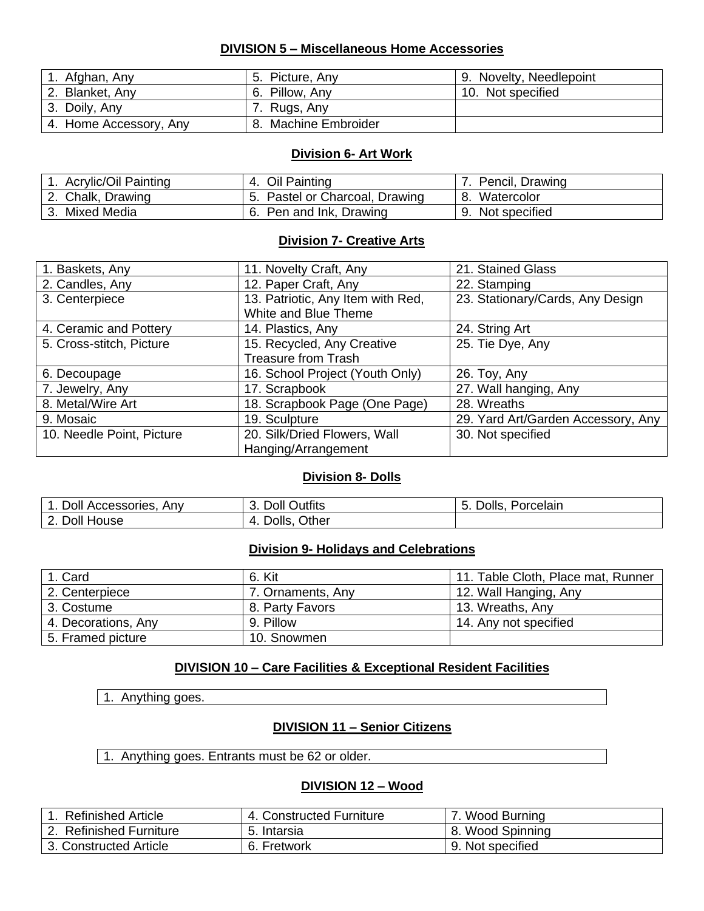## DIVISION 5 – Miscellaneous Home Accessories

| | | |
|---|---|---|
| 1. Afghan, Any | 5. Picture, Any | 9. Novelty, Needlepoint |
| 2. Blanket, Any | 6. Pillow, Any | 10. Not specified |
| 3. Doily, Any | 7. Rugs, Any | |
| 4. Home Accessory, Any | 8. Machine Embroider | |

## Division 6- Art Work

| | | |
|---|---|---|
| 1. Acrylic/Oil Painting | 4. Oil Painting | 7. Pencil, Drawing |
| 2. Chalk, Drawing | 5. Pastel or Charcoal, Drawing | 8. Watercolor |
| 3. Mixed Media | 6. Pen and Ink, Drawing | 9. Not specified |

## Division 7- Creative Arts

| | | |
|---|---|---|
| 1. Baskets, Any | 11. Novelty Craft, Any | 21. Stained Glass |
| 2. Candles, Any | 12. Paper Craft, Any | 22. Stamping |
| 3. Centerpiece | 13. Patriotic, Any Item with Red, White and Blue Theme | 23. Stationary/Cards, Any Design |
| 4. Ceramic and Pottery | 14. Plastics, Any | 24. String Art |
| 5. Cross-stitch, Picture | 15. Recycled, Any Creative Treasure from Trash | 25. Tie Dye, Any |
| 6. Decoupage | 16. School Project (Youth Only) | 26. Toy, Any |
| 7. Jewelry, Any | 17. Scrapbook | 27. Wall hanging, Any |
| 8. Metal/Wire Art | 18. Scrapbook Page (One Page) | 28. Wreaths |
| 9. Mosaic | 19. Sculpture | 29. Yard Art/Garden Accessory, Any |
| 10. Needle Point, Picture | 20. Silk/Dried Flowers, Wall Hanging/Arrangement | 30. Not specified |

## Division 8- Dolls

| | | |
|---|---|---|
| 1. Doll Accessories, Any | 3. Doll Outfits | 5. Dolls, Porcelain |
| 2. Doll House | 4. Dolls, Other | |

## Division 9- Holidays and Celebrations

| | | |
|---|---|---|
| 1. Card | 6. Kit | 11. Table Cloth, Place mat, Runner |
| 2. Centerpiece | 7. Ornaments, Any | 12. Wall Hanging, Any |
| 3. Costume | 8. Party Favors | 13. Wreaths, Any |
| 4. Decorations, Any | 9. Pillow | 14. Any not specified |
| 5. Framed picture | 10. Snowmen | |

## DIVISION 10 – Care Facilities & Exceptional Resident Facilities

| |
|---|
| 1. Anything goes. |

## DIVISION 11 – Senior Citizens

| |
|---|
| 1. Anything goes. Entrants must be 62 or older. |

## DIVISION 12 – Wood

| | | |
|---|---|---|
| 1. Refinished Article | 4. Constructed Furniture | 7. Wood Burning |
| 2. Refinished Furniture | 5. Intarsia | 8. Wood Spinning |
| 3. Constructed Article | 6. Fretwork | 9. Not specified |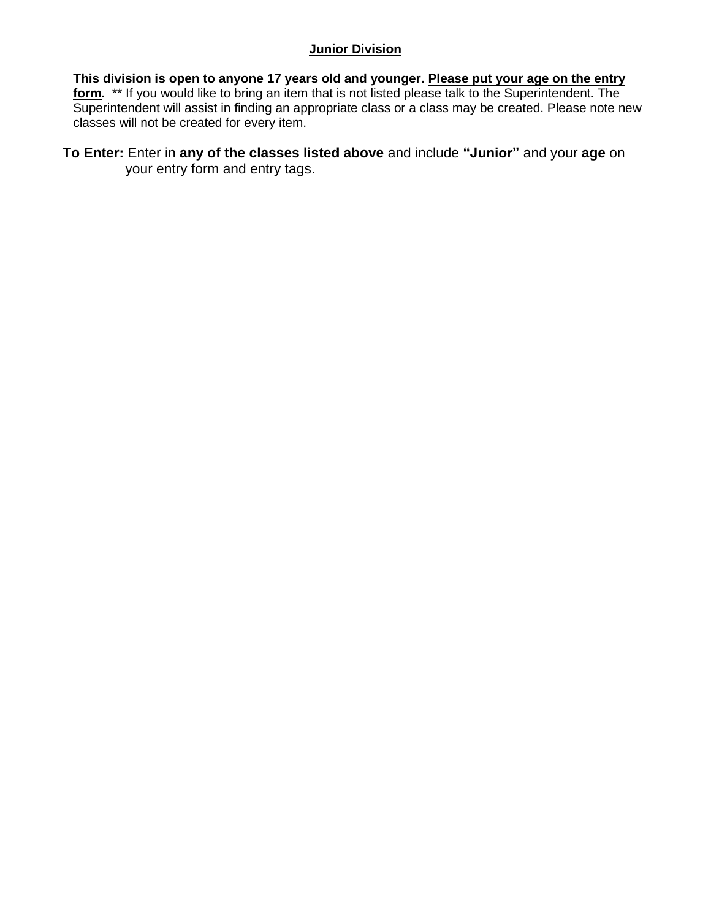## <u>Junior Division</u>

**This division is open to anyone 17 years old and younger. <u>Please put your age on the entry form</u>.** ** If you would like to bring an item that is not listed please talk to the Superintendent. The Superintendent will assist in finding an appropriate class or a class may be created. Please note new classes will not be created for every item.

**To Enter:** Enter in **any of the classes listed above** and include **"Junior"** and your **age** on your entry form and entry tags.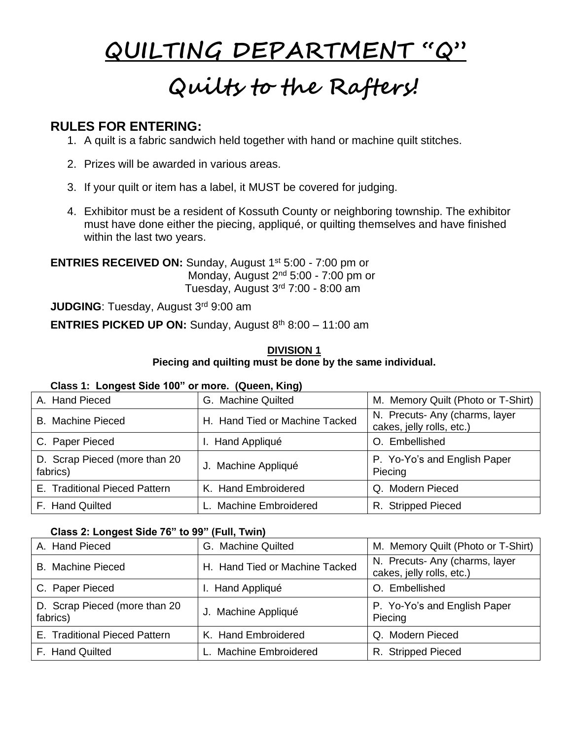# QUILTING DEPARTMENT "Q"

# Quilts to the Rafters!

## RULES FOR ENTERING:

1. A quilt is a fabric sandwich held together with hand or machine quilt stitches.
2. Prizes will be awarded in various areas.
3. If your quilt or item has a label, it MUST be covered for judging.
4. Exhibitor must be a resident of Kossuth County or neighboring township. The exhibitor must have done either the piecing, appliqué, or quilting themselves and have finished within the last two years.

**ENTRIES RECEIVED ON:** Sunday, August 1st 5:00 - 7:00 pm or
Monday, August 2nd 5:00 - 7:00 pm or
Tuesday, August 3rd 7:00 - 8:00 am

**JUDGING**: Tuesday, August 3rd 9:00 am

**ENTRIES PICKED UP ON:** Sunday, August 8th 8:00 – 11:00 am

### DIVISION 1

**Piecing and quilting must be done by the same individual.**

**Class 1: Longest Side 100" or more. (Queen, King)**

| | | |
|---|---|---|
| A. Hand Pieced | G. Machine Quilted | M. Memory Quilt (Photo or T-Shirt) |
| B. Machine Pieced | H. Hand Tied or Machine Tacked | N. Precuts- Any (charms, layer cakes, jelly rolls, etc.) |
| C. Paper Pieced | I. Hand Appliqué | O. Embellished |
| D. Scrap Pieced (more than 20 fabrics) | J. Machine Appliqué | P. Yo-Yo's and English Paper Piecing |
| E. Traditional Pieced Pattern | K. Hand Embroidered | Q. Modern Pieced |
| F. Hand Quilted | L. Machine Embroidered | R. Stripped Pieced |

**Class 2: Longest Side 76" to 99" (Full, Twin)**

| | | |
|---|---|---|
| A. Hand Pieced | G. Machine Quilted | M. Memory Quilt (Photo or T-Shirt) |
| B. Machine Pieced | H. Hand Tied or Machine Tacked | N. Precuts- Any (charms, layer cakes, jelly rolls, etc.) |
| C. Paper Pieced | I. Hand Appliqué | O. Embellished |
| D. Scrap Pieced (more than 20 fabrics) | J. Machine Appliqué | P. Yo-Yo's and English Paper Piecing |
| E. Traditional Pieced Pattern | K. Hand Embroidered | Q. Modern Pieced |
| F. Hand Quilted | L. Machine Embroidered | R. Stripped Pieced |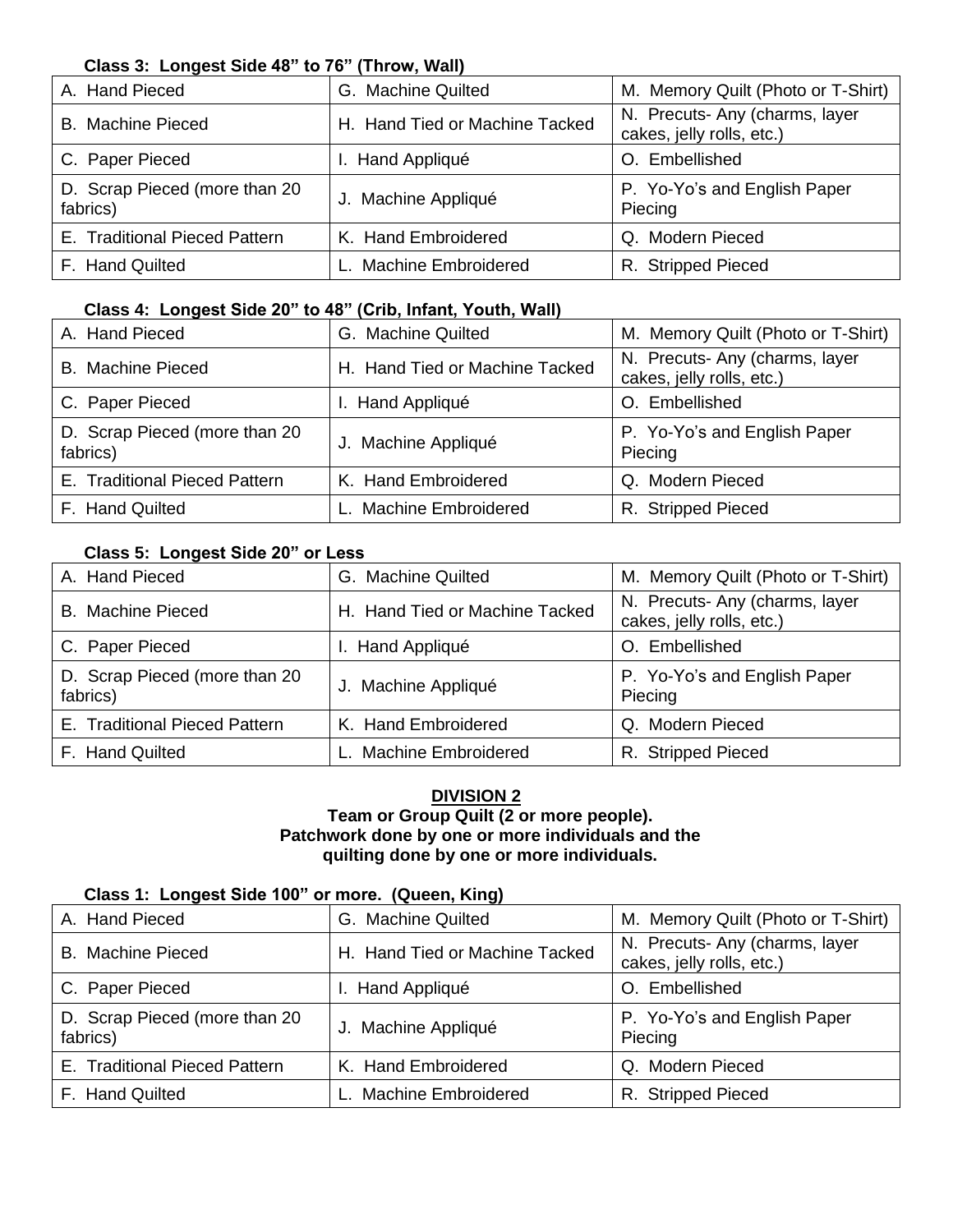**Class 3: Longest Side 48" to 76" (Throw, Wall)**

| | | |
|---|---|---|
| A. Hand Pieced | G. Machine Quilted | M. Memory Quilt (Photo or T-Shirt) |
| B. Machine Pieced | H. Hand Tied or Machine Tacked | N. Precuts- Any (charms, layer cakes, jelly rolls, etc.) |
| C. Paper Pieced | I. Hand Appliqué | O. Embellished |
| D. Scrap Pieced (more than 20 fabrics) | J. Machine Appliqué | P. Yo-Yo's and English Paper Piecing |
| E. Traditional Pieced Pattern | K. Hand Embroidered | Q. Modern Pieced |
| F. Hand Quilted | L. Machine Embroidered | R. Stripped Pieced |

**Class 4: Longest Side 20" to 48" (Crib, Infant, Youth, Wall)**

| | | |
|---|---|---|
| A. Hand Pieced | G. Machine Quilted | M. Memory Quilt (Photo or T-Shirt) |
| B. Machine Pieced | H. Hand Tied or Machine Tacked | N. Precuts- Any (charms, layer cakes, jelly rolls, etc.) |
| C. Paper Pieced | I. Hand Appliqué | O. Embellished |
| D. Scrap Pieced (more than 20 fabrics) | J. Machine Appliqué | P. Yo-Yo's and English Paper Piecing |
| E. Traditional Pieced Pattern | K. Hand Embroidered | Q. Modern Pieced |
| F. Hand Quilted | L. Machine Embroidered | R. Stripped Pieced |

**Class 5: Longest Side 20" or Less**

| | | |
|---|---|---|
| A. Hand Pieced | G. Machine Quilted | M. Memory Quilt (Photo or T-Shirt) |
| B. Machine Pieced | H. Hand Tied or Machine Tacked | N. Precuts- Any (charms, layer cakes, jelly rolls, etc.) |
| C. Paper Pieced | I. Hand Appliqué | O. Embellished |
| D. Scrap Pieced (more than 20 fabrics) | J. Machine Appliqué | P. Yo-Yo's and English Paper Piecing |
| E. Traditional Pieced Pattern | K. Hand Embroidered | Q. Modern Pieced |
| F. Hand Quilted | L. Machine Embroidered | R. Stripped Pieced |

## DIVISION 2

**Team or Group Quilt (2 or more people).**
**Patchwork done by one or more individuals and the quilting done by one or more individuals.**

**Class 1: Longest Side 100" or more. (Queen, King)**

| | | |
|---|---|---|
| A. Hand Pieced | G. Machine Quilted | M. Memory Quilt (Photo or T-Shirt) |
| B. Machine Pieced | H. Hand Tied or Machine Tacked | N. Precuts- Any (charms, layer cakes, jelly rolls, etc.) |
| C. Paper Pieced | I. Hand Appliqué | O. Embellished |
| D. Scrap Pieced (more than 20 fabrics) | J. Machine Appliqué | P. Yo-Yo's and English Paper Piecing |
| E. Traditional Pieced Pattern | K. Hand Embroidered | Q. Modern Pieced |
| F. Hand Quilted | L. Machine Embroidered | R. Stripped Pieced |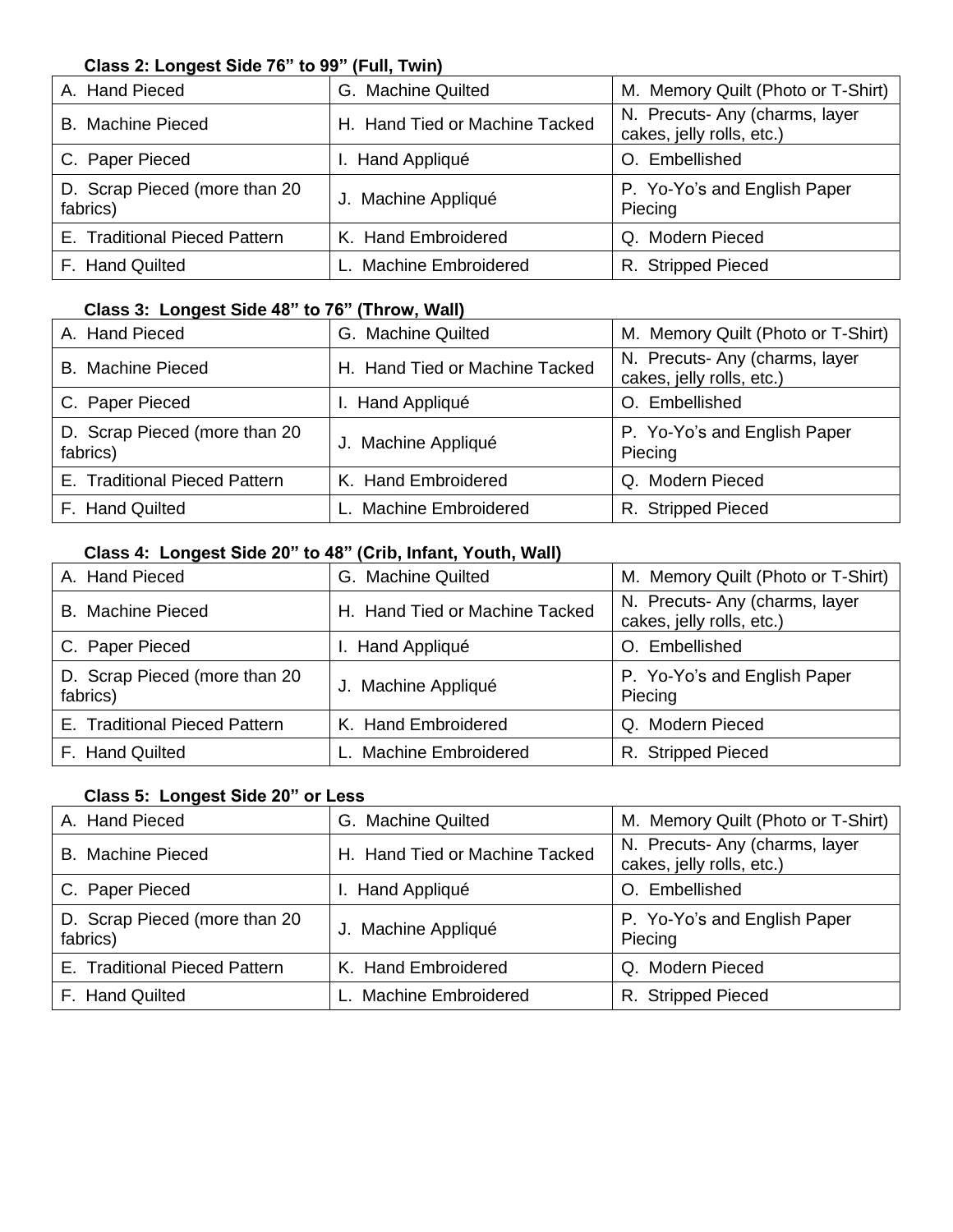### Class 2: Longest Side 76” to 99” (Full, Twin)

| | | |
|---|---|---|
| A. Hand Pieced | G. Machine Quilted | M. Memory Quilt (Photo or T-Shirt) |
| B. Machine Pieced | H. Hand Tied or Machine Tacked | N. Precuts- Any (charms, layer cakes, jelly rolls, etc.) |
| C. Paper Pieced | I. Hand Appliqué | O. Embellished |
| D. Scrap Pieced (more than 20 fabrics) | J. Machine Appliqué | P. Yo-Yo’s and English Paper Piecing |
| E. Traditional Pieced Pattern | K. Hand Embroidered | Q. Modern Pieced |
| F. Hand Quilted | L. Machine Embroidered | R. Stripped Pieced |

### Class 3: Longest Side 48” to 76” (Throw, Wall)

| | | |
|---|---|---|
| A. Hand Pieced | G. Machine Quilted | M. Memory Quilt (Photo or T-Shirt) |
| B. Machine Pieced | H. Hand Tied or Machine Tacked | N. Precuts- Any (charms, layer cakes, jelly rolls, etc.) |
| C. Paper Pieced | I. Hand Appliqué | O. Embellished |
| D. Scrap Pieced (more than 20 fabrics) | J. Machine Appliqué | P. Yo-Yo’s and English Paper Piecing |
| E. Traditional Pieced Pattern | K. Hand Embroidered | Q. Modern Pieced |
| F. Hand Quilted | L. Machine Embroidered | R. Stripped Pieced |

### Class 4: Longest Side 20” to 48” (Crib, Infant, Youth, Wall)

| | | |
|---|---|---|
| A. Hand Pieced | G. Machine Quilted | M. Memory Quilt (Photo or T-Shirt) |
| B. Machine Pieced | H. Hand Tied or Machine Tacked | N. Precuts- Any (charms, layer cakes, jelly rolls, etc.) |
| C. Paper Pieced | I. Hand Appliqué | O. Embellished |
| D. Scrap Pieced (more than 20 fabrics) | J. Machine Appliqué | P. Yo-Yo’s and English Paper Piecing |
| E. Traditional Pieced Pattern | K. Hand Embroidered | Q. Modern Pieced |
| F. Hand Quilted | L. Machine Embroidered | R. Stripped Pieced |

### Class 5: Longest Side 20” or Less

| | | |
|---|---|---|
| A. Hand Pieced | G. Machine Quilted | M. Memory Quilt (Photo or T-Shirt) |
| B. Machine Pieced | H. Hand Tied or Machine Tacked | N. Precuts- Any (charms, layer cakes, jelly rolls, etc.) |
| C. Paper Pieced | I. Hand Appliqué | O. Embellished |
| D. Scrap Pieced (more than 20 fabrics) | J. Machine Appliqué | P. Yo-Yo’s and English Paper Piecing |
| E. Traditional Pieced Pattern | K. Hand Embroidered | Q. Modern Pieced |
| F. Hand Quilted | L. Machine Embroidered | R. Stripped Pieced |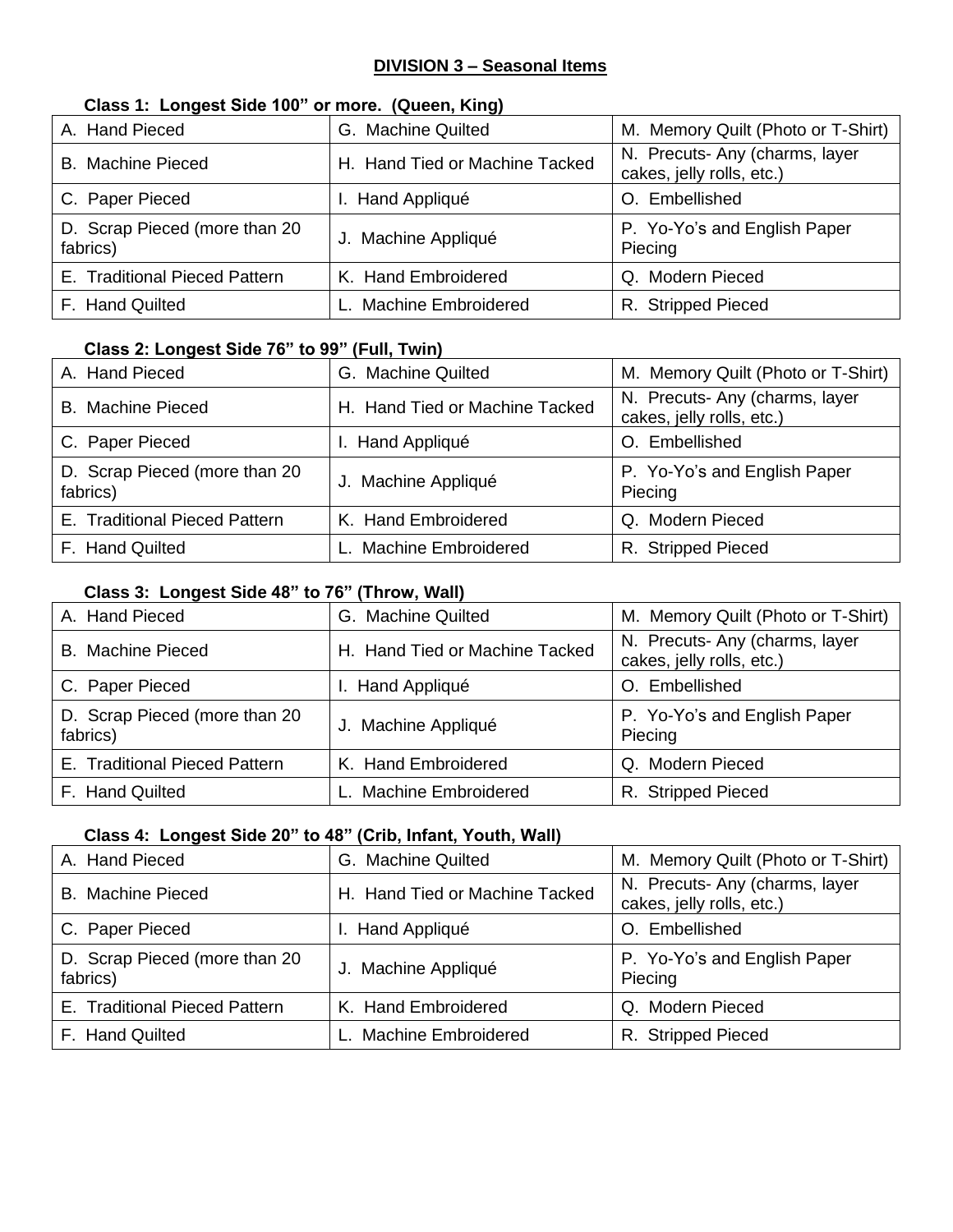## DIVISION 3 – Seasonal Items

**Class 1: Longest Side 100" or more. (Queen, King)**

| | | |
|---|---|---|
| A. Hand Pieced | G. Machine Quilted | M. Memory Quilt (Photo or T-Shirt) |
| B. Machine Pieced | H. Hand Tied or Machine Tacked | N. Precuts- Any (charms, layer cakes, jelly rolls, etc.) |
| C. Paper Pieced | I. Hand Appliqué | O. Embellished |
| D. Scrap Pieced (more than 20 fabrics) | J. Machine Appliqué | P. Yo-Yo's and English Paper Piecing |
| E. Traditional Pieced Pattern | K. Hand Embroidered | Q. Modern Pieced |
| F. Hand Quilted | L. Machine Embroidered | R. Stripped Pieced |

**Class 2: Longest Side 76" to 99" (Full, Twin)**

| | | |
|---|---|---|
| A. Hand Pieced | G. Machine Quilted | M. Memory Quilt (Photo or T-Shirt) |
| B. Machine Pieced | H. Hand Tied or Machine Tacked | N. Precuts- Any (charms, layer cakes, jelly rolls, etc.) |
| C. Paper Pieced | I. Hand Appliqué | O. Embellished |
| D. Scrap Pieced (more than 20 fabrics) | J. Machine Appliqué | P. Yo-Yo's and English Paper Piecing |
| E. Traditional Pieced Pattern | K. Hand Embroidered | Q. Modern Pieced |
| F. Hand Quilted | L. Machine Embroidered | R. Stripped Pieced |

**Class 3: Longest Side 48" to 76" (Throw, Wall)**

| | | |
|---|---|---|
| A. Hand Pieced | G. Machine Quilted | M. Memory Quilt (Photo or T-Shirt) |
| B. Machine Pieced | H. Hand Tied or Machine Tacked | N. Precuts- Any (charms, layer cakes, jelly rolls, etc.) |
| C. Paper Pieced | I. Hand Appliqué | O. Embellished |
| D. Scrap Pieced (more than 20 fabrics) | J. Machine Appliqué | P. Yo-Yo's and English Paper Piecing |
| E. Traditional Pieced Pattern | K. Hand Embroidered | Q. Modern Pieced |
| F. Hand Quilted | L. Machine Embroidered | R. Stripped Pieced |

**Class 4: Longest Side 20" to 48" (Crib, Infant, Youth, Wall)**

| | | |
|---|---|---|
| A. Hand Pieced | G. Machine Quilted | M. Memory Quilt (Photo or T-Shirt) |
| B. Machine Pieced | H. Hand Tied or Machine Tacked | N. Precuts- Any (charms, layer cakes, jelly rolls, etc.) |
| C. Paper Pieced | I. Hand Appliqué | O. Embellished |
| D. Scrap Pieced (more than 20 fabrics) | J. Machine Appliqué | P. Yo-Yo's and English Paper Piecing |
| E. Traditional Pieced Pattern | K. Hand Embroidered | Q. Modern Pieced |
| F. Hand Quilted | L. Machine Embroidered | R. Stripped Pieced |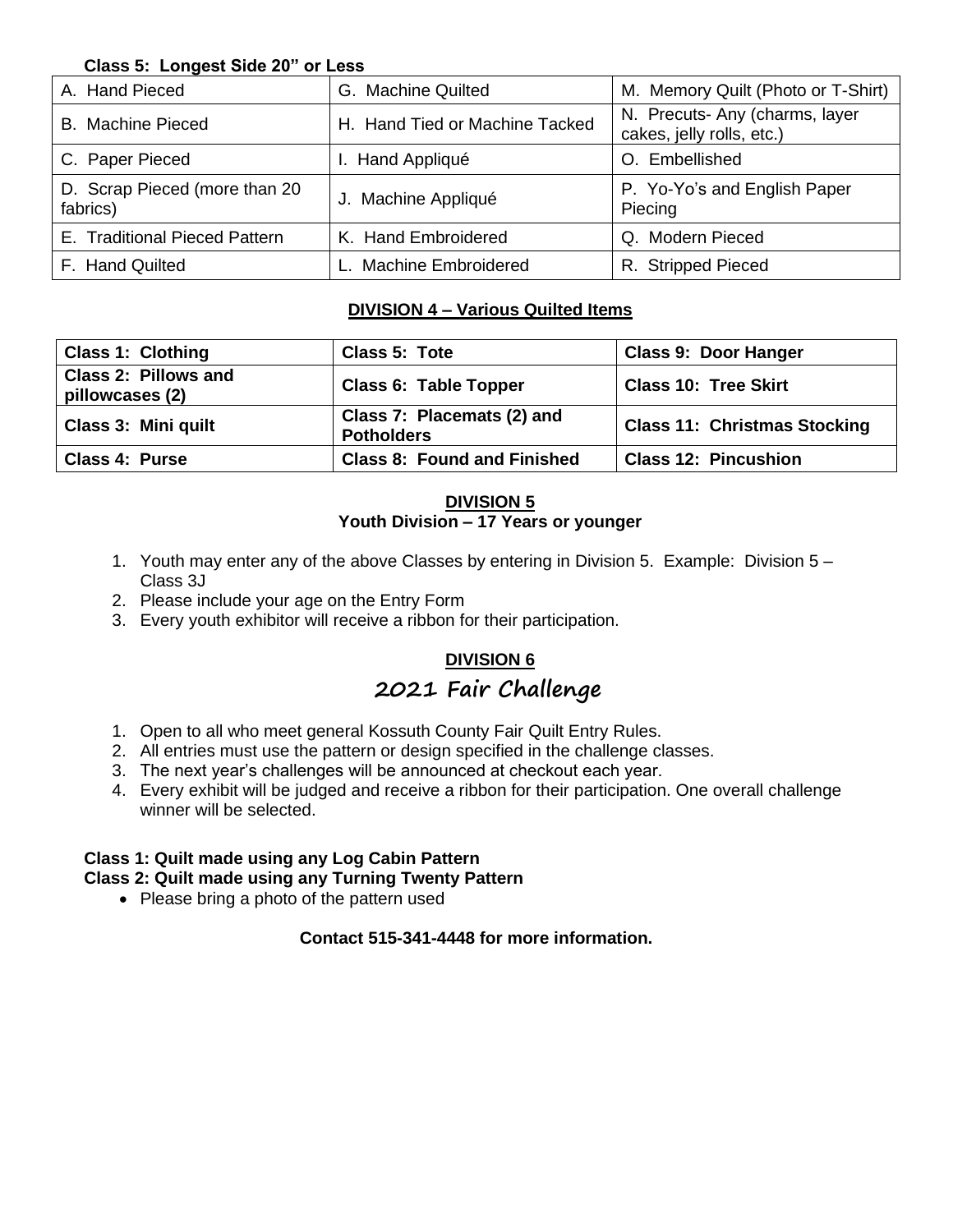**Class 5: Longest Side 20" or Less**

| | | |
|---|---|---|
| A. Hand Pieced | G. Machine Quilted | M. Memory Quilt (Photo or T-Shirt) |
| B. Machine Pieced | H. Hand Tied or Machine Tacked | N. Precuts- Any (charms, layer cakes, jelly rolls, etc.) |
| C. Paper Pieced | I. Hand Appliqué | O. Embellished |
| D. Scrap Pieced (more than 20 fabrics) | J. Machine Appliqué | P. Yo-Yo's and English Paper Piecing |
| E. Traditional Pieced Pattern | K. Hand Embroidered | Q. Modern Pieced |
| F. Hand Quilted | L. Machine Embroidered | R. Stripped Pieced |

## DIVISION 4 – Various Quilted Items

| | | |
|---|---|---|
| **Class 1: Clothing** | **Class 5: Tote** | **Class 9: Door Hanger** |
| **Class 2: Pillows and pillowcases (2)** | **Class 6: Table Topper** | **Class 10: Tree Skirt** |
| **Class 3: Mini quilt** | **Class 7: Placemats (2) and Potholders** | **Class 11: Christmas Stocking** |
| **Class 4: Purse** | **Class 8: Found and Finished** | **Class 12: Pincushion** |

## DIVISION 5

**Youth Division – 17 Years or younger**

1. Youth may enter any of the above Classes by entering in Division 5. Example: Division 5 – Class 3J
2. Please include your age on the Entry Form
3. Every youth exhibitor will receive a ribbon for their participation.

## DIVISION 6

# 2021 Fair Challenge

1. Open to all who meet general Kossuth County Fair Quilt Entry Rules.
2. All entries must use the pattern or design specified in the challenge classes.
3. The next year's challenges will be announced at checkout each year.
4. Every exhibit will be judged and receive a ribbon for their participation. One overall challenge winner will be selected.

**Class 1: Quilt made using any Log Cabin Pattern**
**Class 2: Quilt made using any Turning Twenty Pattern**

- Please bring a photo of the pattern used

**Contact 515-341-4448 for more information.**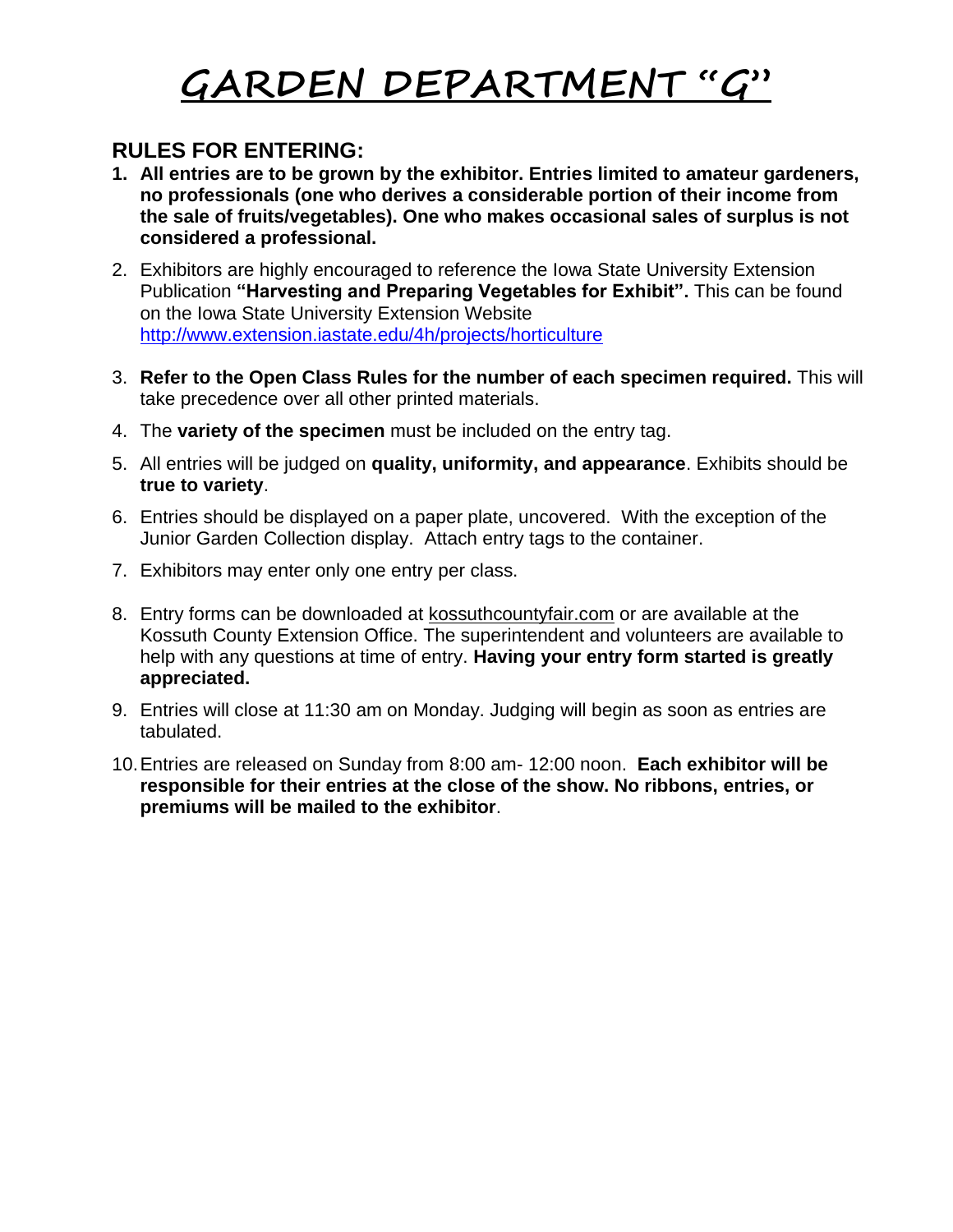# GARDEN DEPARTMENT "G"

## RULES FOR ENTERING:

1. **All entries are to be grown by the exhibitor. Entries limited to amateur gardeners, no professionals (one who derives a considerable portion of their income from the sale of fruits/vegetables). One who makes occasional sales of surplus is not considered a professional.**
2. Exhibitors are highly encouraged to reference the Iowa State University Extension Publication **"Harvesting and Preparing Vegetables for Exhibit".** This can be found on the Iowa State University Extension Website http://www.extension.iastate.edu/4h/projects/horticulture
3. **Refer to the Open Class Rules for the number of each specimen required.** This will take precedence over all other printed materials.
4. The **variety of the specimen** must be included on the entry tag.
5. All entries will be judged on **quality, uniformity, and appearance**. Exhibits should be **true to variety**.
6. Entries should be displayed on a paper plate, uncovered. With the exception of the Junior Garden Collection display. Attach entry tags to the container.
7. Exhibitors may enter only one entry per class.
8. Entry forms can be downloaded at kossuthcountyfair.com or are available at the Kossuth County Extension Office. The superintendent and volunteers are available to help with any questions at time of entry. **Having your entry form started is greatly appreciated.**
9. Entries will close at 11:30 am on Monday. Judging will begin as soon as entries are tabulated.
10. Entries are released on Sunday from 8:00 am- 12:00 noon. **Each exhibitor will be responsible for their entries at the close of the show. No ribbons, entries, or premiums will be mailed to the exhibitor**.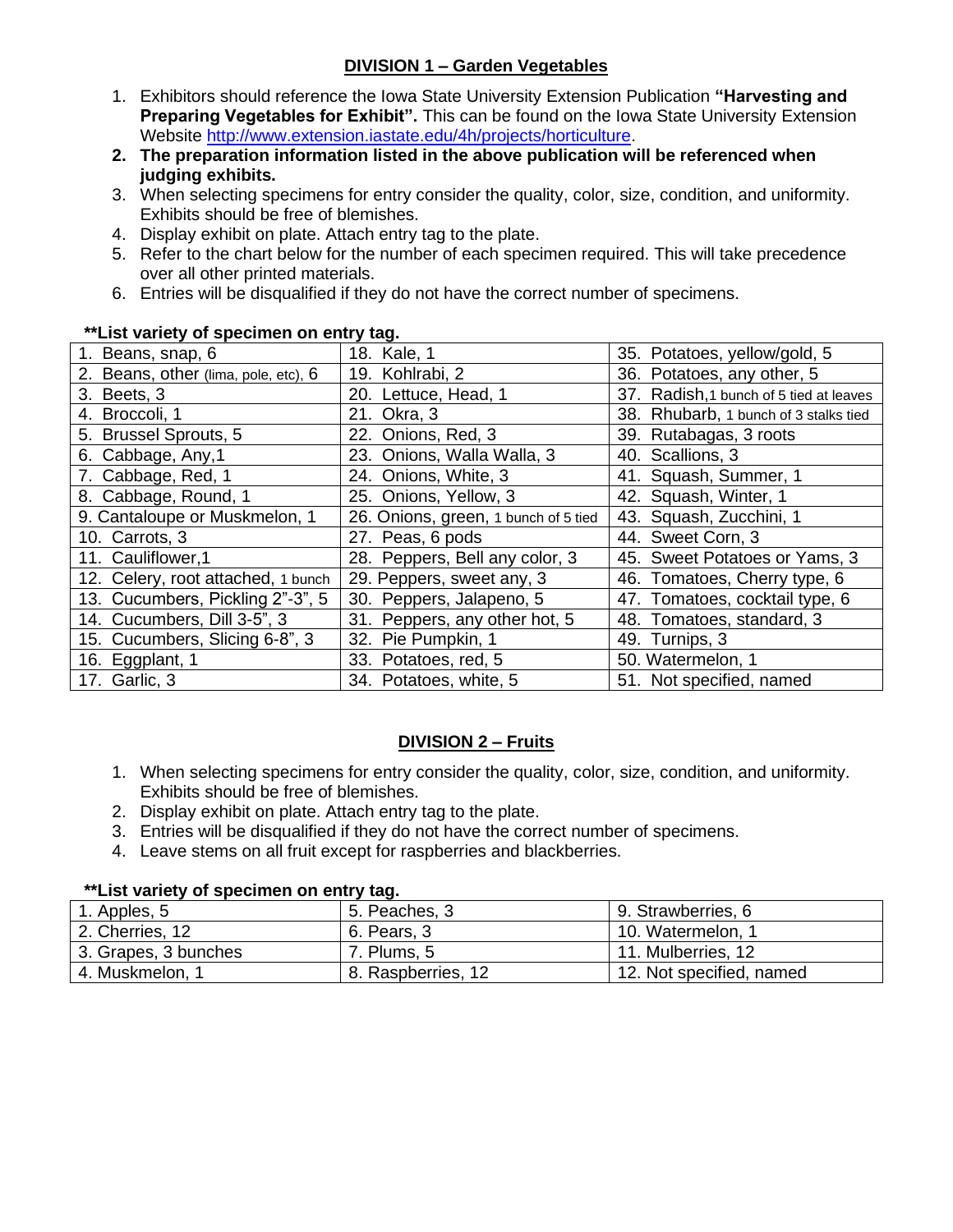## DIVISION 1 – Garden Vegetables

1. Exhibitors should reference the Iowa State University Extension Publication **"Harvesting and Preparing Vegetables for Exhibit".** This can be found on the Iowa State University Extension Website http://www.extension.iastate.edu/4h/projects/horticulture.
2. **The preparation information listed in the above publication will be referenced when judging exhibits.**
3. When selecting specimens for entry consider the quality, color, size, condition, and uniformity. Exhibits should be free of blemishes.
4. Display exhibit on plate. Attach entry tag to the plate.
5. Refer to the chart below for the number of each specimen required. This will take precedence over all other printed materials.
6. Entries will be disqualified if they do not have the correct number of specimens.

**\*\*List variety of specimen on entry tag.**

| | | |
|---|---|---|
| 1. Beans, snap, 6 | 18. Kale, 1 | 35. Potatoes, yellow/gold, 5 |
| 2. Beans, other (lima, pole, etc), 6 | 19. Kohlrabi, 2 | 36. Potatoes, any other, 5 |
| 3. Beets, 3 | 20. Lettuce, Head, 1 | 37. Radish,1 bunch of 5 tied at leaves |
| 4. Broccoli, 1 | 21. Okra, 3 | 38. Rhubarb, 1 bunch of 3 stalks tied |
| 5. Brussel Sprouts, 5 | 22. Onions, Red, 3 | 39. Rutabagas, 3 roots |
| 6. Cabbage, Any,1 | 23. Onions, Walla Walla, 3 | 40. Scallions, 3 |
| 7. Cabbage, Red, 1 | 24. Onions, White, 3 | 41. Squash, Summer, 1 |
| 8. Cabbage, Round, 1 | 25. Onions, Yellow, 3 | 42. Squash, Winter, 1 |
| 9. Cantaloupe or Muskmelon, 1 | 26. Onions, green, 1 bunch of 5 tied | 43. Squash, Zucchini, 1 |
| 10. Carrots, 3 | 27. Peas, 6 pods | 44. Sweet Corn, 3 |
| 11. Cauliflower,1 | 28. Peppers, Bell any color, 3 | 45. Sweet Potatoes or Yams, 3 |
| 12. Celery, root attached, 1 bunch | 29. Peppers, sweet any, 3 | 46. Tomatoes, Cherry type, 6 |
| 13. Cucumbers, Pickling 2"-3", 5 | 30. Peppers, Jalapeno, 5 | 47. Tomatoes, cocktail type, 6 |
| 14. Cucumbers, Dill 3-5", 3 | 31. Peppers, any other hot, 5 | 48. Tomatoes, standard, 3 |
| 15. Cucumbers, Slicing 6-8", 3 | 32. Pie Pumpkin, 1 | 49. Turnips, 3 |
| 16. Eggplant, 1 | 33. Potatoes, red, 5 | 50. Watermelon, 1 |
| 17. Garlic, 3 | 34. Potatoes, white, 5 | 51. Not specified, named |

## DIVISION 2 – Fruits

1. When selecting specimens for entry consider the quality, color, size, condition, and uniformity. Exhibits should be free of blemishes.
2. Display exhibit on plate. Attach entry tag to the plate.
3. Entries will be disqualified if they do not have the correct number of specimens.
4. Leave stems on all fruit except for raspberries and blackberries.

**\*\*List variety of specimen on entry tag.**

| | | |
|---|---|---|
| 1. Apples, 5 | 5. Peaches, 3 | 9. Strawberries, 6 |
| 2. Cherries, 12 | 6. Pears, 3 | 10. Watermelon, 1 |
| 3. Grapes, 3 bunches | 7. Plums, 5 | 11. Mulberries, 12 |
| 4. Muskmelon, 1 | 8. Raspberries, 12 | 12. Not specified, named |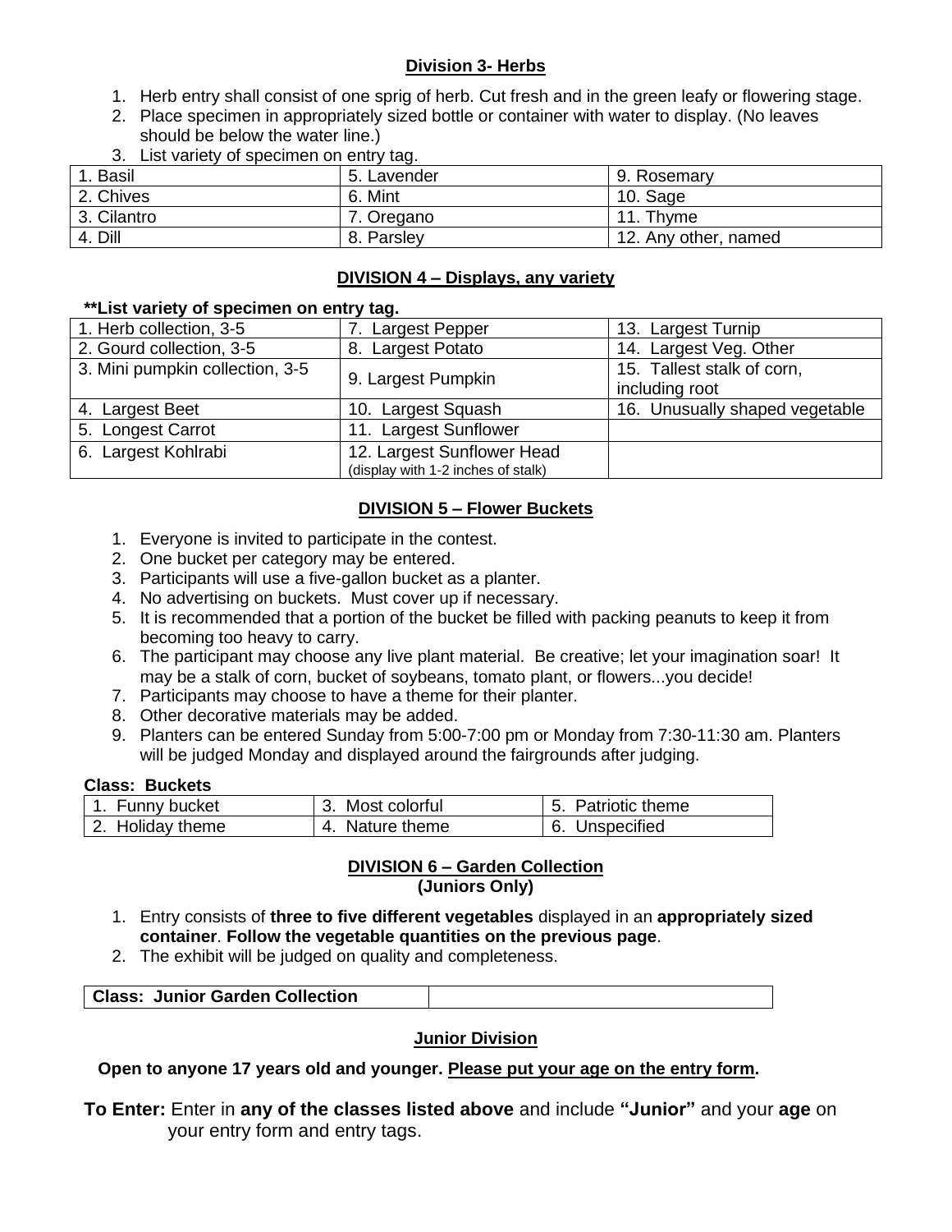## Division 3- Herbs

1. Herb entry shall consist of one sprig of herb. Cut fresh and in the green leafy or flowering stage.
2. Place specimen in appropriately sized bottle or container with water to display. (No leaves should be below the water line.)
3. List variety of specimen on entry tag.

| 1. Basil | 5. Lavender | 9. Rosemary |
|---|---|---|
| 2. Chives | 6. Mint | 10. Sage |
| 3. Cilantro | 7. Oregano | 11. Thyme |
| 4. Dill | 8. Parsley | 12. Any other, named |

## DIVISION 4 – Displays, any variety

**\*\*List variety of specimen on entry tag.**

| 1. Herb collection, 3-5 | 7. Largest Pepper | 13. Largest Turnip |
|---|---|---|
| 2. Gourd collection, 3-5 | 8. Largest Potato | 14. Largest Veg. Other |
| 3. Mini pumpkin collection, 3-5 | 9. Largest Pumpkin | 15. Tallest stalk of corn, including root |
| 4. Largest Beet | 10. Largest Squash | 16. Unusually shaped vegetable |
| 5. Longest Carrot | 11. Largest Sunflower | |
| 6. Largest Kohlrabi | 12. Largest Sunflower Head (display with 1-2 inches of stalk) | |

## DIVISION 5 – Flower Buckets

1. Everyone is invited to participate in the contest.
2. One bucket per category may be entered.
3. Participants will use a five-gallon bucket as a planter.
4. No advertising on buckets. Must cover up if necessary.
5. It is recommended that a portion of the bucket be filled with packing peanuts to keep it from becoming too heavy to carry.
6. The participant may choose any live plant material. Be creative; let your imagination soar! It may be a stalk of corn, bucket of soybeans, tomato plant, or flowers...you decide!
7. Participants may choose to have a theme for their planter.
8. Other decorative materials may be added.
9. Planters can be entered Sunday from 5:00-7:00 pm or Monday from 7:30-11:30 am. Planters will be judged Monday and displayed around the fairgrounds after judging.

**Class: Buckets**

| 1. Funny bucket | 3. Most colorful | 5. Patriotic theme |
|---|---|---|
| 2. Holiday theme | 4. Nature theme | 6. Unspecified |

## DIVISION 6 – Garden Collection
**(Juniors Only)**

1. Entry consists of **three to five different vegetables** displayed in an **appropriately sized container**. **Follow the vegetable quantities on the previous page**.
2. The exhibit will be judged on quality and completeness.

| **Class: Junior Garden Collection** | |
|---|---|

## Junior Division

**Open to anyone 17 years old and younger. Please put your age on the entry form.**

**To Enter:** Enter in **any of the classes listed above** and include **"Junior"** and your **age** on your entry form and entry tags.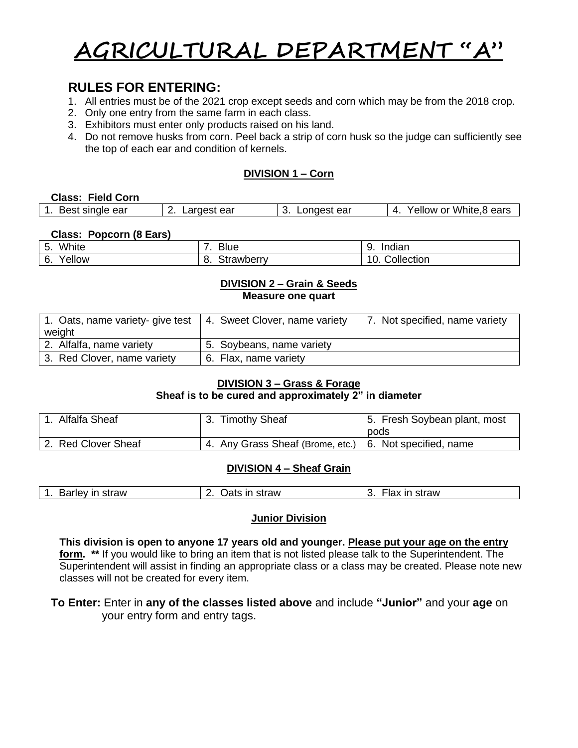# AGRICULTURAL DEPARTMENT "A"

## RULES FOR ENTERING:

1. All entries must be of the 2021 crop except seeds and corn which may be from the 2018 crop.
2. Only one entry from the same farm in each class.
3. Exhibitors must enter only products raised on his land.
4. Do not remove husks from corn. Peel back a strip of corn husk so the judge can sufficiently see the top of each ear and condition of kernels.

### DIVISION 1 – Corn

**Class: Field Corn**

| 1. Best single ear | 2. Largest ear | 3. Longest ear | 4. Yellow or White,8 ears |
|---|---|---|---|

**Class: Popcorn (8 Ears)**

| 5. White | 7. Blue | 9. Indian |
|---|---|---|
| 6. Yellow | 8. Strawberry | 10. Collection |

### DIVISION 2 – Grain & Seeds

**Measure one quart**

| 1. Oats, name variety- give test weight | 4. Sweet Clover, name variety | 7. Not specified, name variety |
|---|---|---|
| 2. Alfalfa, name variety | 5. Soybeans, name variety | |
| 3. Red Clover, name variety | 6. Flax, name variety | |

### DIVISION 3 – Grass & Forage

**Sheaf is to be cured and approximately 2" in diameter**

| 1. Alfalfa Sheaf | 3. Timothy Sheaf | 5. Fresh Soybean plant, most pods |
|---|---|---|
| 2. Red Clover Sheaf | 4. Any Grass Sheaf (Brome, etc.) | 6. Not specified, name |

### DIVISION 4 – Sheaf Grain

| 1. Barley in straw | 2. Oats in straw | 3. Flax in straw |
|---|---|---|

### Junior Division

**This division is open to anyone 17 years old and younger. Please put your age on the entry form. \*\*** If you would like to bring an item that is not listed please talk to the Superintendent. The Superintendent will assist in finding an appropriate class or a class may be created. Please note new classes will not be created for every item.

**To Enter:** Enter in **any of the classes listed above** and include **"Junior"** and your **age** on your entry form and entry tags.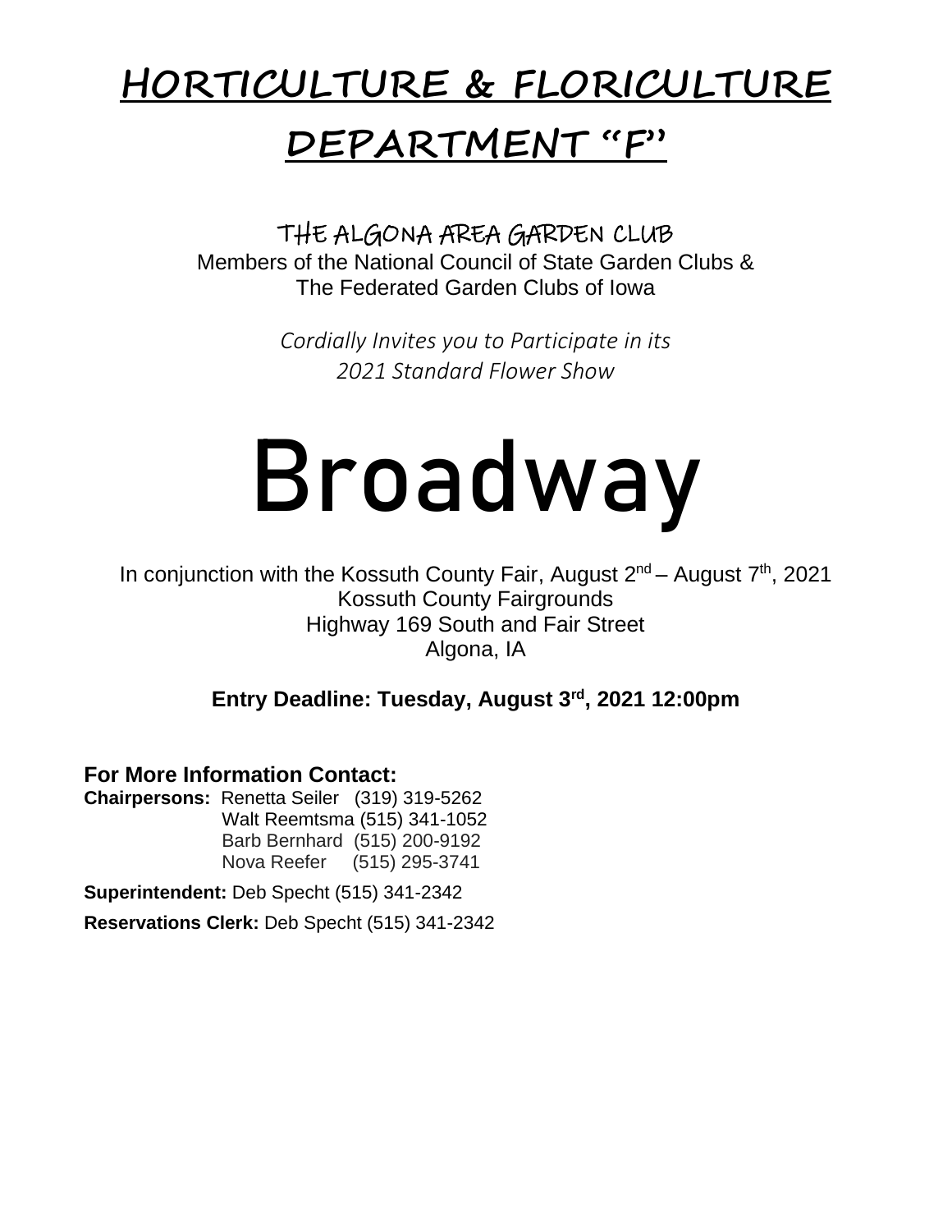# HORTICULTURE & FLORICULTURE

# DEPARTMENT "F"

THE ALGONA AREA GARDEN CLUB
Members of the National Council of State Garden Clubs &
The Federated Garden Clubs of Iowa

*Cordially Invites you to Participate in its*
*2021 Standard Flower Show*

# Broadway

In conjunction with the Kossuth County Fair, August 2nd – August 7th, 2021
Kossuth County Fairgrounds
Highway 169 South and Fair Street
Algona, IA

**Entry Deadline: Tuesday, August 3rd, 2021 12:00pm**

**For More Information Contact:**

**Chairpersons:** Renetta Seiler (319) 319-5262
Walt Reemtsma (515) 341-1052
Barb Bernhard (515) 200-9192
Nova Reefer (515) 295-3741

**Superintendent:** Deb Specht (515) 341-2342

**Reservations Clerk:** Deb Specht (515) 341-2342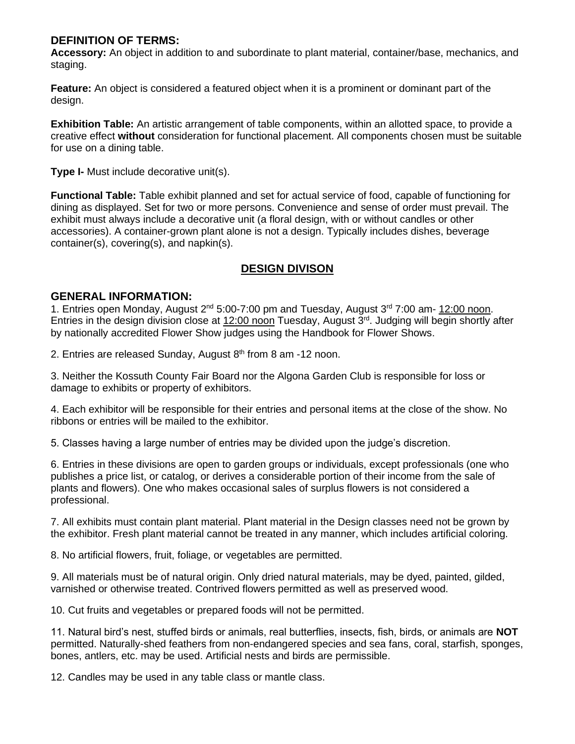## DEFINITION OF TERMS:

**Accessory:** An object in addition to and subordinate to plant material, container/base, mechanics, and staging.

**Feature:** An object is considered a featured object when it is a prominent or dominant part of the design.

**Exhibition Table:** An artistic arrangement of table components, within an allotted space, to provide a creative effect **without** consideration for functional placement. All components chosen must be suitable for use on a dining table.

**Type I-** Must include decorative unit(s).

**Functional Table:** Table exhibit planned and set for actual service of food, capable of functioning for dining as displayed. Set for two or more persons. Convenience and sense of order must prevail. The exhibit must always include a decorative unit (a floral design, with or without candles or other accessories). A container-grown plant alone is not a design. Typically includes dishes, beverage container(s), covering(s), and napkin(s).

## DESIGN DIVISON

## GENERAL INFORMATION:

1. Entries open Monday, August 2nd 5:00-7:00 pm and Tuesday, August 3rd 7:00 am- 12:00 noon. Entries in the design division close at 12:00 noon Tuesday, August 3rd. Judging will begin shortly after by nationally accredited Flower Show judges using the Handbook for Flower Shows.

2. Entries are released Sunday, August 8th from 8 am -12 noon.

3. Neither the Kossuth County Fair Board nor the Algona Garden Club is responsible for loss or damage to exhibits or property of exhibitors.

4. Each exhibitor will be responsible for their entries and personal items at the close of the show. No ribbons or entries will be mailed to the exhibitor.

5. Classes having a large number of entries may be divided upon the judge's discretion.

6. Entries in these divisions are open to garden groups or individuals, except professionals (one who publishes a price list, or catalog, or derives a considerable portion of their income from the sale of plants and flowers). One who makes occasional sales of surplus flowers is not considered a professional.

7. All exhibits must contain plant material. Plant material in the Design classes need not be grown by the exhibitor. Fresh plant material cannot be treated in any manner, which includes artificial coloring.

8. No artificial flowers, fruit, foliage, or vegetables are permitted.

9. All materials must be of natural origin. Only dried natural materials, may be dyed, painted, gilded, varnished or otherwise treated. Contrived flowers permitted as well as preserved wood.

10. Cut fruits and vegetables or prepared foods will not be permitted.

11. Natural bird's nest, stuffed birds or animals, real butterflies, insects, fish, birds, or animals are **NOT** permitted. Naturally-shed feathers from non-endangered species and sea fans, coral, starfish, sponges, bones, antlers, etc. may be used. Artificial nests and birds are permissible.

12. Candles may be used in any table class or mantle class.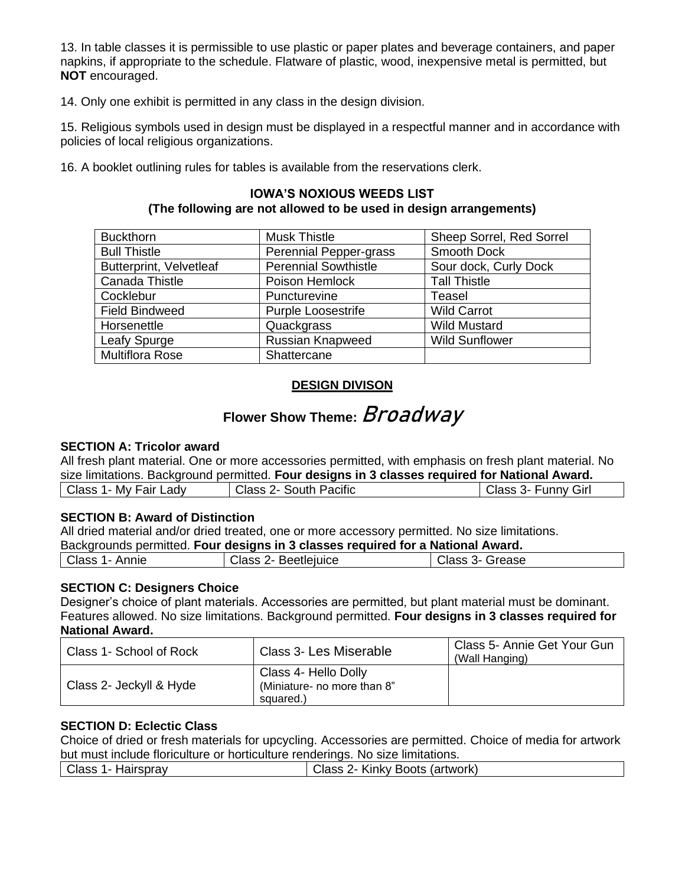13. In table classes it is permissible to use plastic or paper plates and beverage containers, and paper napkins, if appropriate to the schedule. Flatware of plastic, wood, inexpensive metal is permitted, but **NOT** encouraged.

14. Only one exhibit is permitted in any class in the design division.

15. Religious symbols used in design must be displayed in a respectful manner and in accordance with policies of local religious organizations.

16. A booklet outlining rules for tables is available from the reservations clerk.

**IOWA'S NOXIOUS WEEDS LIST**
**(The following are not allowed to be used in design arrangements)**

| | | |
|---|---|---|
| Buckthorn | Musk Thistle | Sheep Sorrel, Red Sorrel |
| Bull Thistle | Perennial Pepper-grass | Smooth Dock |
| Butterprint, Velvetleaf | Perennial Sowthistle | Sour dock, Curly Dock |
| Canada Thistle | Poison Hemlock | Tall Thistle |
| Cocklebur | Puncturevine | Teasel |
| Field Bindweed | Purple Loosestrife | Wild Carrot |
| Horsenettle | Quackgrass | Wild Mustard |
| Leafy Spurge | Russian Knapweed | Wild Sunflower |
| Multiflora Rose | Shattercane | |

## DESIGN DIVISON

## Flower Show Theme: *Broadway*

**SECTION A: Tricolor award**
All fresh plant material. One or more accessories permitted, with emphasis on fresh plant material. No size limitations. Background permitted. **Four designs in 3 classes required for National Award.**

| | | |
|---|---|---|
| Class 1- My Fair Lady | Class 2- South Pacific | Class 3- Funny Girl |

**SECTION B: Award of Distinction**
All dried material and/or dried treated, one or more accessory permitted. No size limitations. Backgrounds permitted. **Four designs in 3 classes required for a National Award.**

| | | |
|---|---|---|
| Class 1- Annie | Class 2- Beetlejuice | Class 3- Grease |

**SECTION C: Designers Choice**
Designer's choice of plant materials. Accessories are permitted, but plant material must be dominant. Features allowed. No size limitations. Background permitted. **Four designs in 3 classes required for National Award.**

| | | |
|---|---|---|
| Class 1- School of Rock | Class 3- Les Miserable | Class 5- Annie Get Your Gun (Wall Hanging) |
| Class 2- Jeckyll & Hyde | Class 4- Hello Dolly (Miniature- no more than 8" squared.) | |

**SECTION D: Eclectic Class**
Choice of dried or fresh materials for upcycling. Accessories are permitted. Choice of media for artwork but must include floriculture or horticulture renderings. No size limitations.

| | |
|---|---|
| Class 1- Hairspray | Class 2- Kinky Boots (artwork) |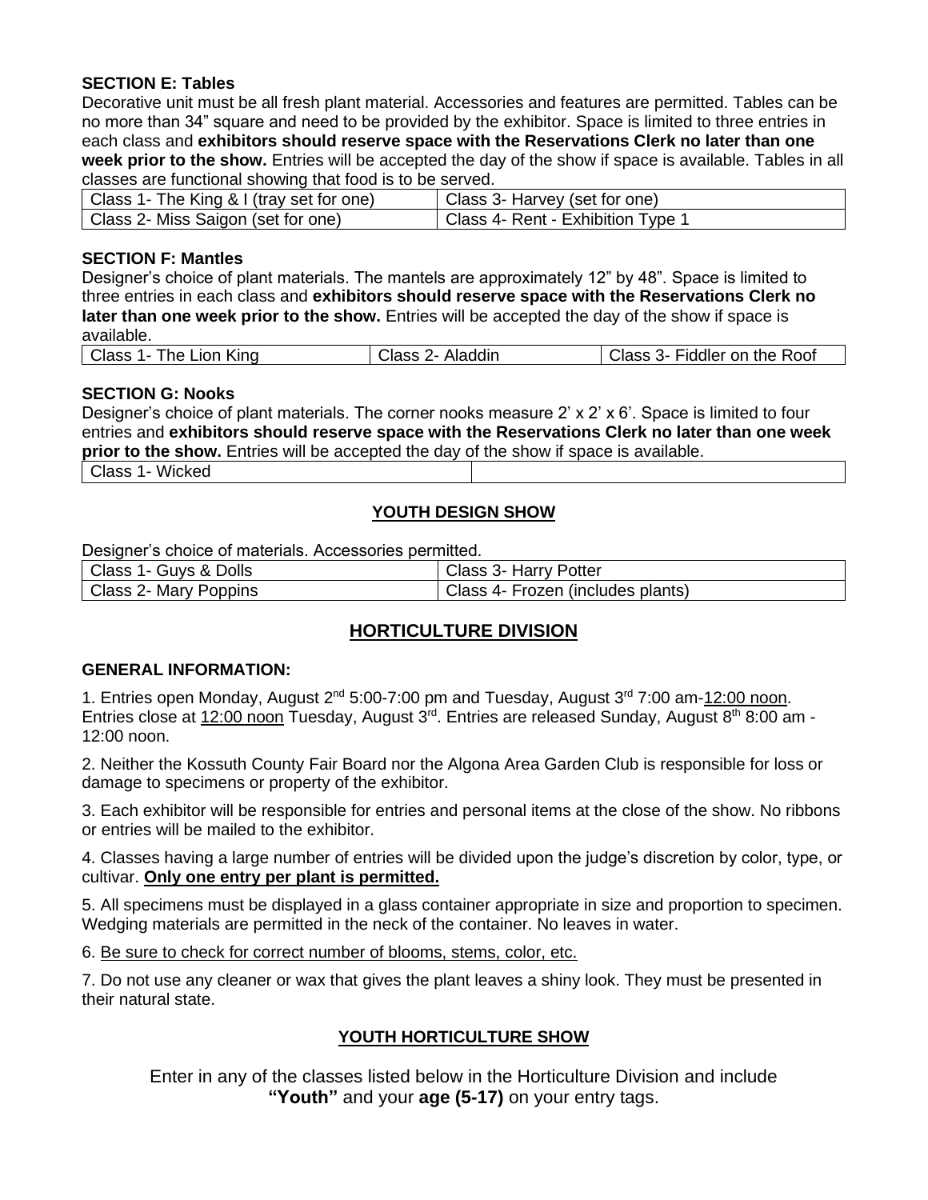**SECTION E: Tables**

Decorative unit must be all fresh plant material. Accessories and features are permitted. Tables can be no more than 34” square and need to be provided by the exhibitor. Space is limited to three entries in each class and **exhibitors should reserve space with the Reservations Clerk no later than one week prior to the show.** Entries will be accepted the day of the show if space is available. Tables in all classes are functional showing that food is to be served.

| | |
|---|---|
| Class 1- The King & I (tray set for one) | Class 3- Harvey (set for one) |
| Class 2- Miss Saigon (set for one) | Class 4- Rent - Exhibition Type 1 |

**SECTION F: Mantles**

Designer’s choice of plant materials. The mantels are approximately 12” by 48”. Space is limited to three entries in each class and **exhibitors should reserve space with the Reservations Clerk no later than one week prior to the show.** Entries will be accepted the day of the show if space is available.

| | | |
|---|---|---|
| Class 1- The Lion King | Class 2- Aladdin | Class 3- Fiddler on the Roof |

**SECTION G: Nooks**

Designer’s choice of plant materials. The corner nooks measure 2’ x 2’ x 6’. Space is limited to four entries and **exhibitors should reserve space with the Reservations Clerk no later than one week prior to the show.** Entries will be accepted the day of the show if space is available.

| | |
|---|---|
| Class 1- Wicked | |

## YOUTH DESIGN SHOW

Designer’s choice of materials. Accessories permitted.

| | |
|---|---|
| Class 1- Guys & Dolls | Class 3- Harry Potter |
| Class 2- Mary Poppins | Class 4- Frozen (includes plants) |

## HORTICULTURE DIVISION

**GENERAL INFORMATION:**

1. Entries open Monday, August 2nd 5:00-7:00 pm and Tuesday, August 3rd 7:00 am-12:00 noon. Entries close at 12:00 noon Tuesday, August 3rd. Entries are released Sunday, August 8th 8:00 am - 12:00 noon.

2. Neither the Kossuth County Fair Board nor the Algona Area Garden Club is responsible for loss or damage to specimens or property of the exhibitor.

3. Each exhibitor will be responsible for entries and personal items at the close of the show. No ribbons or entries will be mailed to the exhibitor.

4. Classes having a large number of entries will be divided upon the judge’s discretion by color, type, or cultivar. **Only one entry per plant is permitted.**

5. All specimens must be displayed in a glass container appropriate in size and proportion to specimen. Wedging materials are permitted in the neck of the container. No leaves in water.

6. Be sure to check for correct number of blooms, stems, color, etc.

7. Do not use any cleaner or wax that gives the plant leaves a shiny look. They must be presented in their natural state.

## YOUTH HORTICULTURE SHOW

Enter in any of the classes listed below in the Horticulture Division and include **“Youth”** and your **age (5-17)** on your entry tags.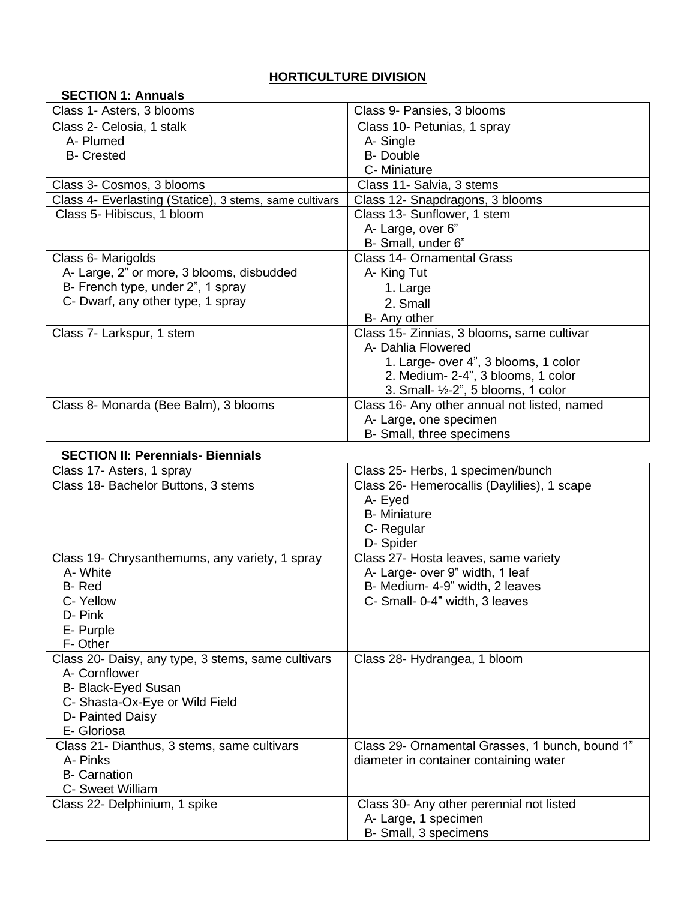# HORTICULTURE DIVISION

**SECTION 1: Annuals**

| | |
|---|---|
| Class 1- Asters, 3 blooms | Class 9- Pansies, 3 blooms |
| Class 2- Celosia, 1 stalk<br>A- Plumed<br>B- Crested | Class 10- Petunias, 1 spray<br>A- Single<br>B- Double<br>C- Miniature |
| Class 3- Cosmos, 3 blooms | Class 11- Salvia, 3 stems |
| Class 4- Everlasting (Statice), 3 stems, same cultivars | Class 12- Snapdragons, 3 blooms |
| Class 5- Hibiscus, 1 bloom | Class 13- Sunflower, 1 stem<br>A- Large, over 6”<br>B- Small, under 6” |
| Class 6- Marigolds<br>A- Large, 2” or more, 3 blooms, disbudded<br>B- French type, under 2”, 1 spray<br>C- Dwarf, any other type, 1 spray | Class 14- Ornamental Grass<br>A- King Tut<br>1. Large<br>2. Small<br>B- Any other |
| Class 7- Larkspur, 1 stem | Class 15- Zinnias, 3 blooms, same cultivar<br>A- Dahlia Flowered<br>1. Large- over 4”, 3 blooms, 1 color<br>2. Medium- 2-4”, 3 blooms, 1 color<br>3. Small- ½-2”, 5 blooms, 1 color |
| Class 8- Monarda (Bee Balm), 3 blooms | Class 16- Any other annual not listed, named<br>A- Large, one specimen<br>B- Small, three specimens |

**SECTION II: Perennials- Biennials**

| | |
|---|---|
| Class 17- Asters, 1 spray | Class 25- Herbs, 1 specimen/bunch |
| Class 18- Bachelor Buttons, 3 stems | Class 26- Hemerocallis (Daylilies), 1 scape<br>A- Eyed<br>B- Miniature<br>C- Regular<br>D- Spider |
| Class 19- Chrysanthemums, any variety, 1 spray<br>A- White<br>B- Red<br>C- Yellow<br>D- Pink<br>E- Purple<br>F- Other | Class 27- Hosta leaves, same variety<br>A- Large- over 9” width, 1 leaf<br>B- Medium- 4-9” width, 2 leaves<br>C- Small- 0-4” width, 3 leaves |
| Class 20- Daisy, any type, 3 stems, same cultivars<br>A- Cornflower<br>B- Black-Eyed Susan<br>C- Shasta-Ox-Eye or Wild Field<br>D- Painted Daisy<br>E- Gloriosa | Class 28- Hydrangea, 1 bloom |
| Class 21- Dianthus, 3 stems, same cultivars<br>A- Pinks<br>B- Carnation<br>C- Sweet William | Class 29- Ornamental Grasses, 1 bunch, bound 1” diameter in container containing water |
| Class 22- Delphinium, 1 spike | Class 30- Any other perennial not listed<br>A- Large, 1 specimen<br>B- Small, 3 specimens |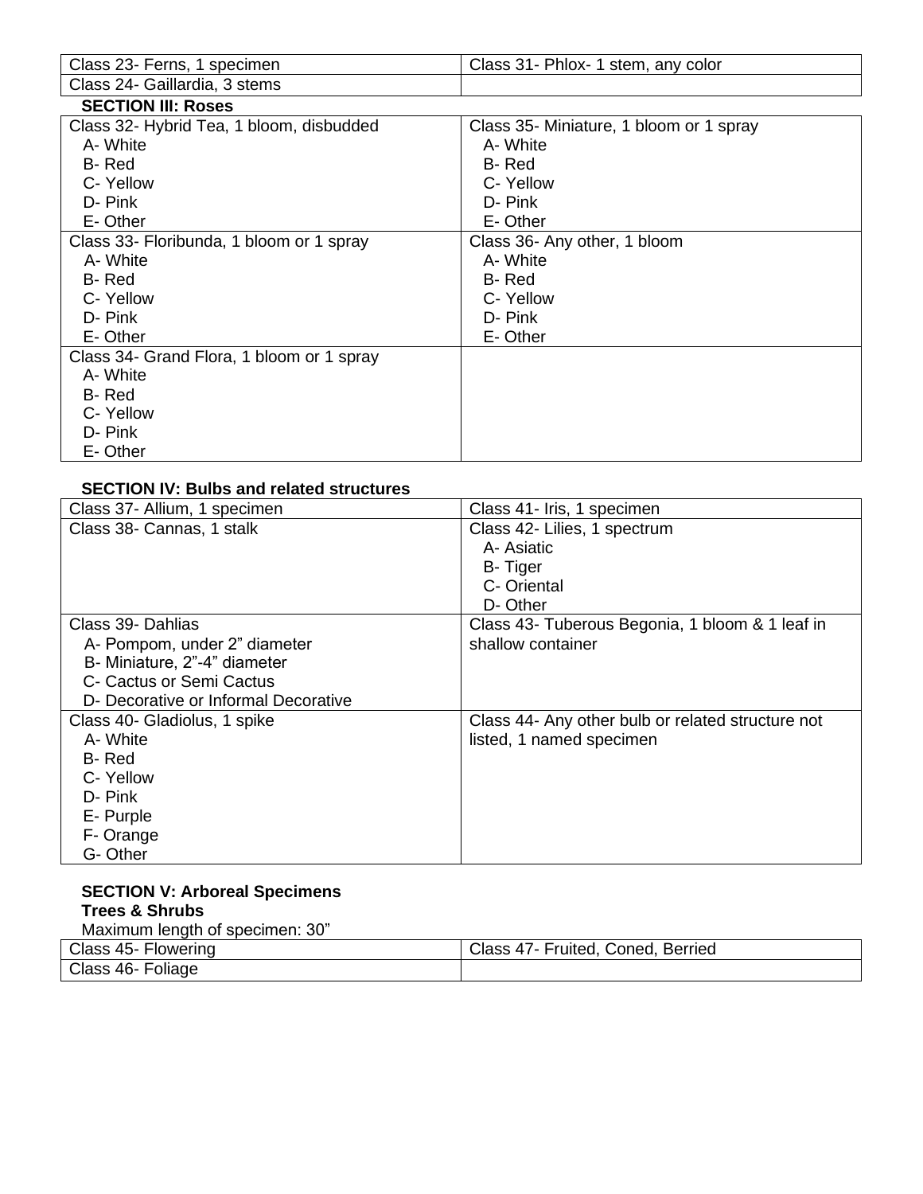| | |
|---|---|
| Class 23- Ferns, 1 specimen | Class 31- Phlox- 1 stem, any color |
| Class 24- Gaillardia, 3 stems | |

**SECTION III: Roses**

| | |
|---|---|
| Class 32- Hybrid Tea, 1 bloom, disbudded<br>A- White<br>B- Red<br>C- Yellow<br>D- Pink<br>E- Other | Class 35- Miniature, 1 bloom or 1 spray<br>A- White<br>B- Red<br>C- Yellow<br>D- Pink<br>E- Other |
| Class 33- Floribunda, 1 bloom or 1 spray<br>A- White<br>B- Red<br>C- Yellow<br>D- Pink<br>E- Other | Class 36- Any other, 1 bloom<br>A- White<br>B- Red<br>C- Yellow<br>D- Pink<br>E- Other |
| Class 34- Grand Flora, 1 bloom or 1 spray<br>A- White<br>B- Red<br>C- Yellow<br>D- Pink<br>E- Other | |

**SECTION IV: Bulbs and related structures**

| | |
|---|---|
| Class 37- Allium, 1 specimen | Class 41- Iris, 1 specimen |
| Class 38- Cannas, 1 stalk | Class 42- Lilies, 1 spectrum<br>A- Asiatic<br>B- Tiger<br>C- Oriental<br>D- Other |
| Class 39- Dahlias<br>A- Pompom, under 2" diameter<br>B- Miniature, 2"-4" diameter<br>C- Cactus or Semi Cactus<br>D- Decorative or Informal Decorative | Class 43- Tuberous Begonia, 1 bloom & 1 leaf in shallow container |
| Class 40- Gladiolus, 1 spike<br>A- White<br>B- Red<br>C- Yellow<br>D- Pink<br>E- Purple<br>F- Orange<br>G- Other | Class 44- Any other bulb or related structure not listed, 1 named specimen |

**SECTION V: Arboreal Specimens**
**Trees & Shrubs**
Maximum length of specimen: 30"

| | |
|---|---|
| Class 45- Flowering | Class 47- Fruited, Coned, Berried |
| Class 46- Foliage | |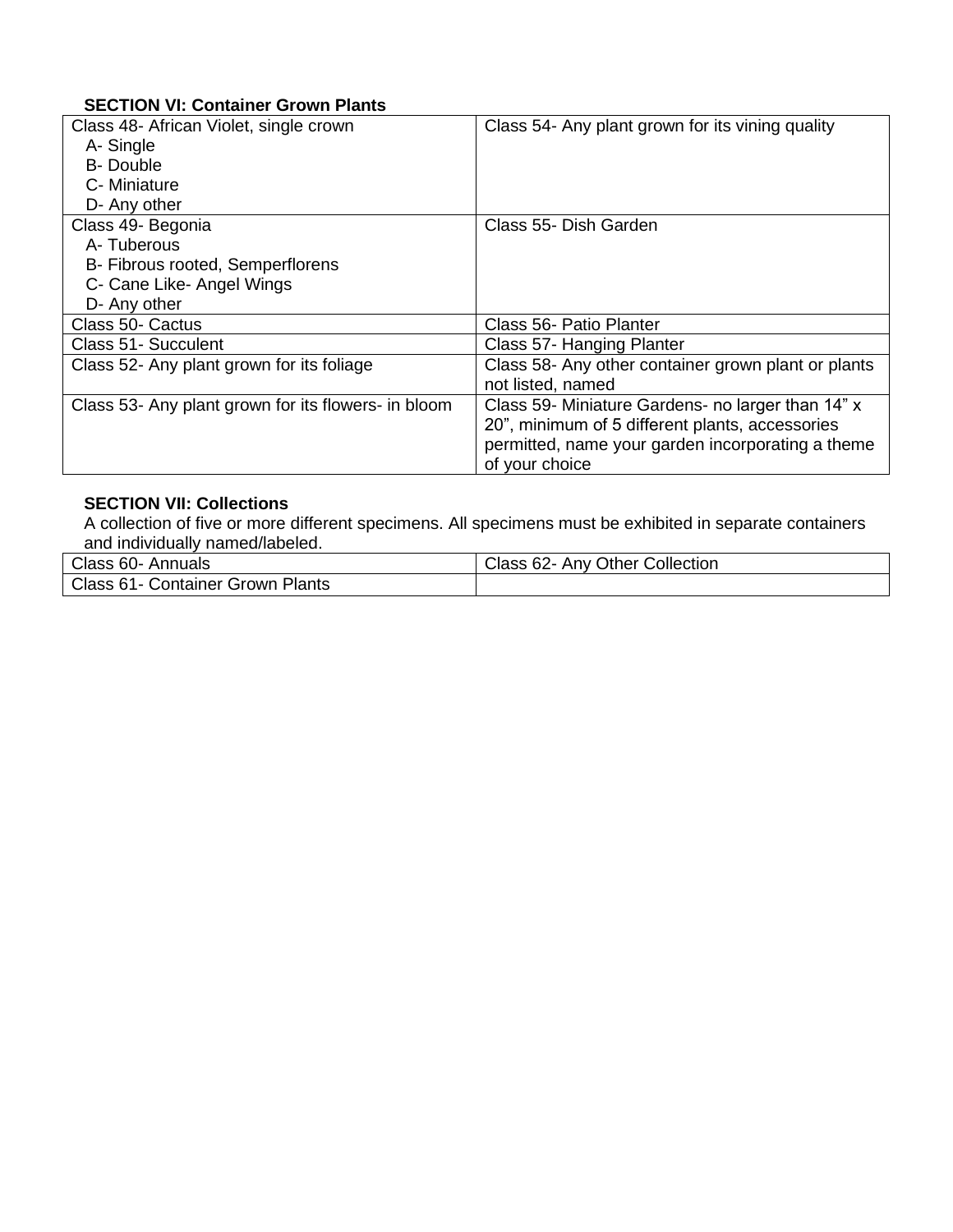**SECTION VI: Container Grown Plants**

| | |
|---|---|
| Class 48- African Violet, single crown<br>A- Single<br>B- Double<br>C- Miniature<br>D- Any other | Class 54- Any plant grown for its vining quality |
| Class 49- Begonia<br>A- Tuberous<br>B- Fibrous rooted, Semperflorens<br>C- Cane Like- Angel Wings<br>D- Any other | Class 55- Dish Garden |
| Class 50- Cactus | Class 56- Patio Planter |
| Class 51- Succulent | Class 57- Hanging Planter |
| Class 52- Any plant grown for its foliage | Class 58- Any other container grown plant or plants not listed, named |
| Class 53- Any plant grown for its flowers- in bloom | Class 59- Miniature Gardens- no larger than 14" x 20", minimum of 5 different plants, accessories permitted, name your garden incorporating a theme of your choice |

**SECTION VII: Collections**

A collection of five or more different specimens. All specimens must be exhibited in separate containers and individually named/labeled.

| | |
|---|---|
| Class 60- Annuals | Class 62- Any Other Collection |
| Class 61- Container Grown Plants | |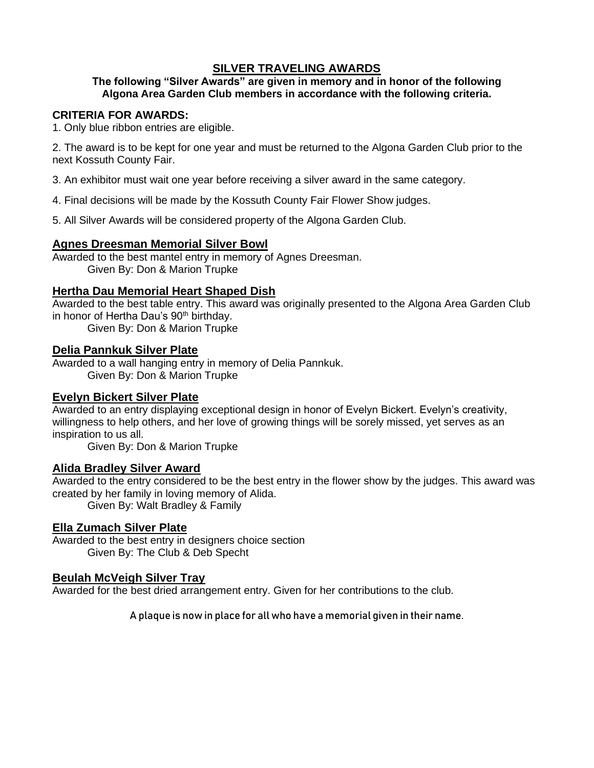# SILVER TRAVELING AWARDS

**The following "Silver Awards" are given in memory and in honor of the following Algona Area Garden Club members in accordance with the following criteria.**

**CRITERIA FOR AWARDS:**

1. Only blue ribbon entries are eligible.

2. The award is to be kept for one year and must be returned to the Algona Garden Club prior to the next Kossuth County Fair.

3. An exhibitor must wait one year before receiving a silver award in the same category.

4. Final decisions will be made by the Kossuth County Fair Flower Show judges.

5. All Silver Awards will be considered property of the Algona Garden Club.

## Agnes Dreesman Memorial Silver Bowl

Awarded to the best mantel entry in memory of Agnes Dreesman.
Given By: Don & Marion Trupke

## Hertha Dau Memorial Heart Shaped Dish

Awarded to the best table entry. This award was originally presented to the Algona Area Garden Club in honor of Hertha Dau's 90th birthday.
Given By: Don & Marion Trupke

## Delia Pannkuk Silver Plate

Awarded to a wall hanging entry in memory of Delia Pannkuk.
Given By: Don & Marion Trupke

## Evelyn Bickert Silver Plate

Awarded to an entry displaying exceptional design in honor of Evelyn Bickert. Evelyn's creativity, willingness to help others, and her love of growing things will be sorely missed, yet serves as an inspiration to us all.
Given By: Don & Marion Trupke

## Alida Bradley Silver Award

Awarded to the entry considered to be the best entry in the flower show by the judges. This award was created by her family in loving memory of Alida.
Given By: Walt Bradley & Family

## Ella Zumach Silver Plate

Awarded to the best entry in designers choice section
Given By: The Club & Deb Specht

## Beulah McVeigh Silver Tray

Awarded for the best dried arrangement entry. Given for her contributions to the club.

A plaque is now in place for all who have a memorial given in their name.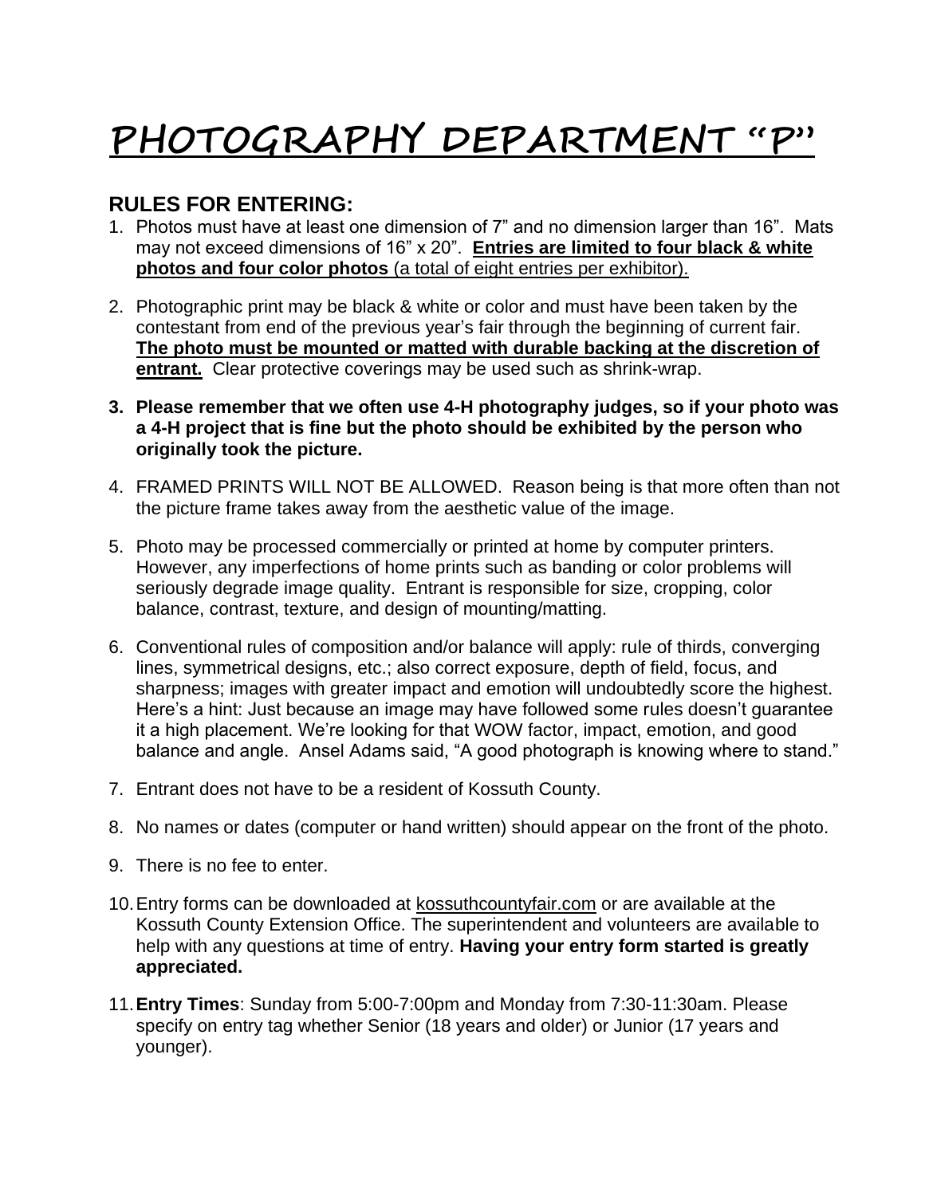# PHOTOGRAPHY DEPARTMENT "P"

## RULES FOR ENTERING:

1. Photos must have at least one dimension of 7" and no dimension larger than 16". Mats may not exceed dimensions of 16" x 20". **Entries are limited to four black & white photos and four color photos** (a total of eight entries per exhibitor).

2. Photographic print may be black & white or color and must have been taken by the contestant from end of the previous year's fair through the beginning of current fair. **The photo must be mounted or matted with durable backing at the discretion of entrant.** Clear protective coverings may be used such as shrink-wrap.

3. **Please remember that we often use 4-H photography judges, so if your photo was a 4-H project that is fine but the photo should be exhibited by the person who originally took the picture.**

4. FRAMED PRINTS WILL NOT BE ALLOWED. Reason being is that more often than not the picture frame takes away from the aesthetic value of the image.

5. Photo may be processed commercially or printed at home by computer printers. However, any imperfections of home prints such as banding or color problems will seriously degrade image quality. Entrant is responsible for size, cropping, color balance, contrast, texture, and design of mounting/matting.

6. Conventional rules of composition and/or balance will apply: rule of thirds, converging lines, symmetrical designs, etc.; also correct exposure, depth of field, focus, and sharpness; images with greater impact and emotion will undoubtedly score the highest. Here's a hint: Just because an image may have followed some rules doesn't guarantee it a high placement. We're looking for that WOW factor, impact, emotion, and good balance and angle. Ansel Adams said, "A good photograph is knowing where to stand."

7. Entrant does not have to be a resident of Kossuth County.

8. No names or dates (computer or hand written) should appear on the front of the photo.

9. There is no fee to enter.

10. Entry forms can be downloaded at kossuthcountyfair.com or are available at the Kossuth County Extension Office. The superintendent and volunteers are available to help with any questions at time of entry. **Having your entry form started is greatly appreciated.**

11. **Entry Times**: Sunday from 5:00-7:00pm and Monday from 7:30-11:30am. Please specify on entry tag whether Senior (18 years and older) or Junior (17 years and younger).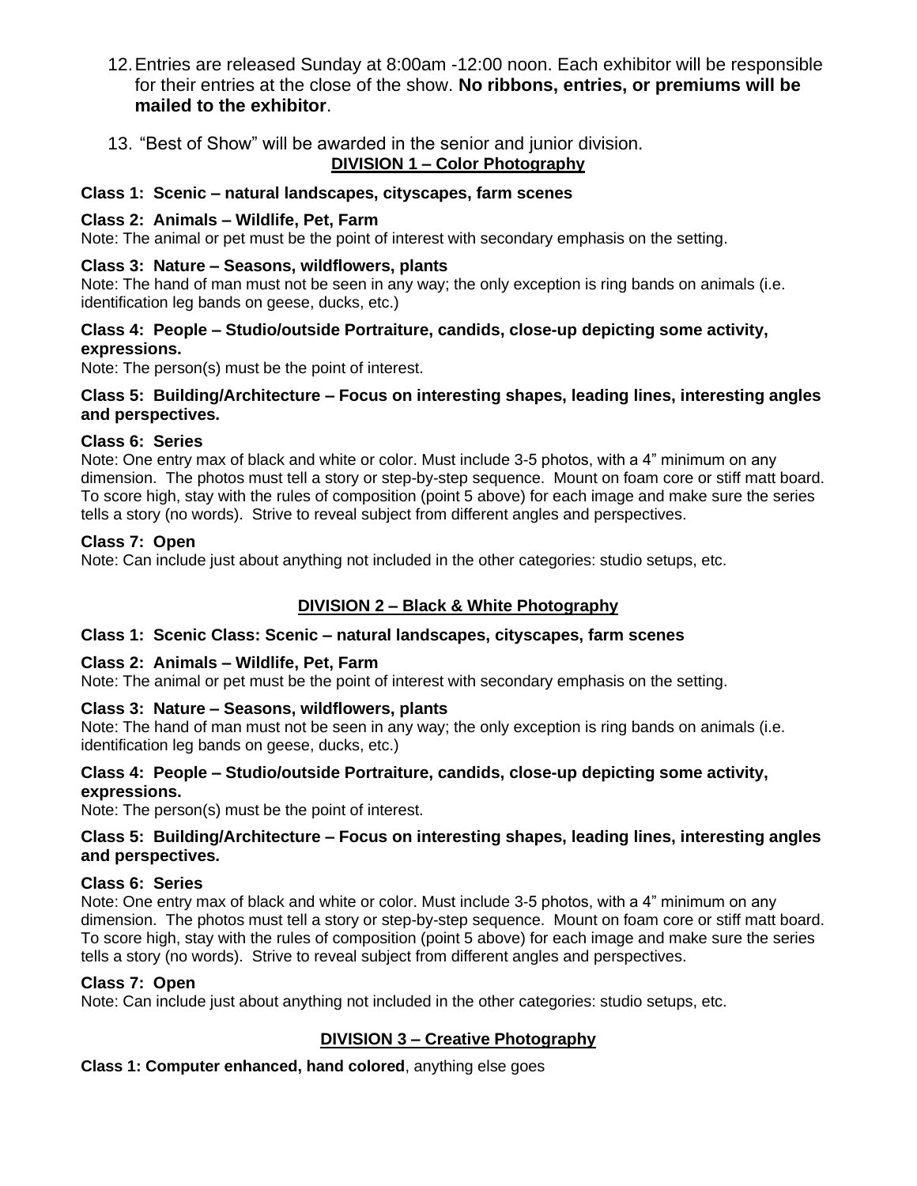12. Entries are released Sunday at 8:00am -12:00 noon. Each exhibitor will be responsible for their entries at the close of the show. **No ribbons, entries, or premiums will be mailed to the exhibitor**.

13. "Best of Show" will be awarded in the senior and junior division.

## DIVISION 1 – Color Photography

**Class 1: Scenic – natural landscapes, cityscapes, farm scenes**

**Class 2: Animals – Wildlife, Pet, Farm**
Note: The animal or pet must be the point of interest with secondary emphasis on the setting.

**Class 3: Nature – Seasons, wildflowers, plants**
Note: The hand of man must not be seen in any way; the only exception is ring bands on animals (i.e. identification leg bands on geese, ducks, etc.)

**Class 4: People – Studio/outside Portraiture, candids, close-up depicting some activity, expressions.**
Note: The person(s) must be the point of interest.

**Class 5: Building/Architecture – Focus on interesting shapes, leading lines, interesting angles and perspectives.**

**Class 6: Series**
Note: One entry max of black and white or color. Must include 3-5 photos, with a 4" minimum on any dimension. The photos must tell a story or step-by-step sequence. Mount on foam core or stiff matt board. To score high, stay with the rules of composition (point 5 above) for each image and make sure the series tells a story (no words). Strive to reveal subject from different angles and perspectives.

**Class 7: Open**
Note: Can include just about anything not included in the other categories: studio setups, etc.

## DIVISION 2 – Black & White Photography

**Class 1: Scenic Class: Scenic – natural landscapes, cityscapes, farm scenes**

**Class 2: Animals – Wildlife, Pet, Farm**
Note: The animal or pet must be the point of interest with secondary emphasis on the setting.

**Class 3: Nature – Seasons, wildflowers, plants**
Note: The hand of man must not be seen in any way; the only exception is ring bands on animals (i.e. identification leg bands on geese, ducks, etc.)

**Class 4: People – Studio/outside Portraiture, candids, close-up depicting some activity, expressions.**
Note: The person(s) must be the point of interest.

**Class 5: Building/Architecture – Focus on interesting shapes, leading lines, interesting angles and perspectives.**

**Class 6: Series**
Note: One entry max of black and white or color. Must include 3-5 photos, with a 4" minimum on any dimension. The photos must tell a story or step-by-step sequence. Mount on foam core or stiff matt board. To score high, stay with the rules of composition (point 5 above) for each image and make sure the series tells a story (no words). Strive to reveal subject from different angles and perspectives.

**Class 7: Open**
Note: Can include just about anything not included in the other categories: studio setups, etc.

## DIVISION 3 – Creative Photography

**Class 1: Computer enhanced, hand colored**, anything else goes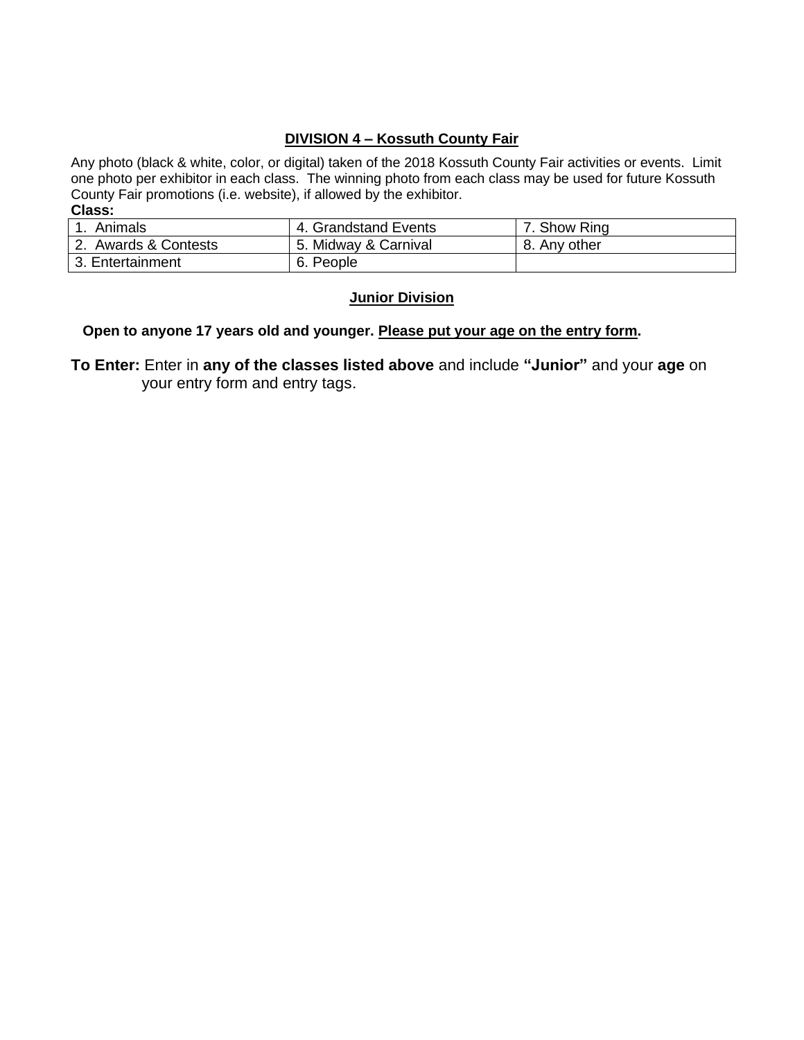## DIVISION 4 – Kossuth County Fair

Any photo (black & white, color, or digital) taken of the 2018 Kossuth County Fair activities or events. Limit one photo per exhibitor in each class. The winning photo from each class may be used for future Kossuth County Fair promotions (i.e. website), if allowed by the exhibitor.

**Class:**

| | | |
|---|---|---|
| 1. Animals | 4. Grandstand Events | 7. Show Ring |
| 2. Awards & Contests | 5. Midway & Carnival | 8. Any other |
| 3. Entertainment | 6. People | |

### Junior Division

**Open to anyone 17 years old and younger. Please put your age on the entry form.**

**To Enter:** Enter in **any of the classes listed above** and include **"Junior"** and your **age** on your entry form and entry tags.